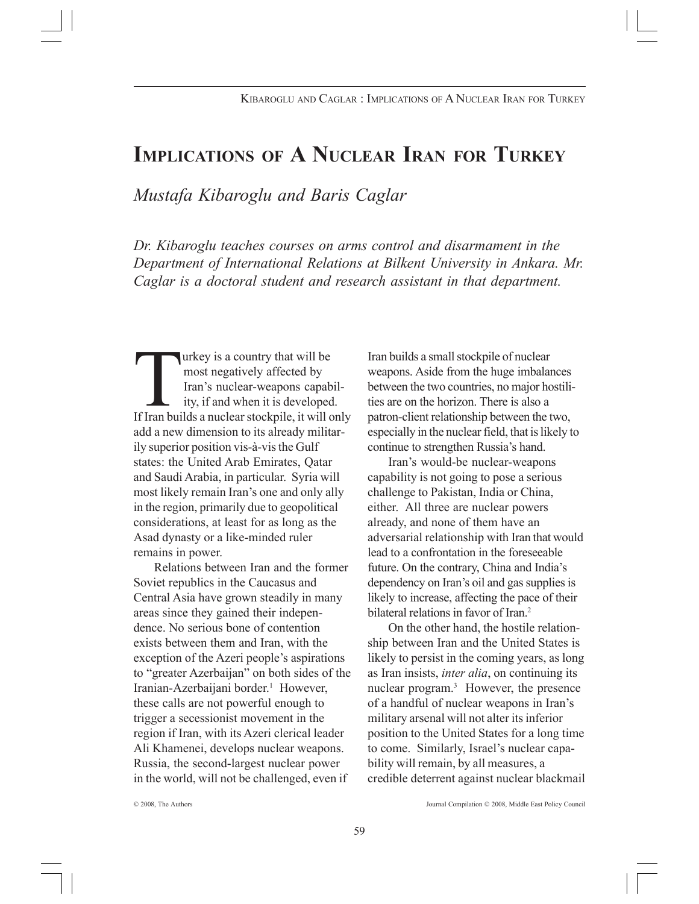# Implications of A Nuclear Iran for Turkey

*Mustafa Kibaroglu and Baris Caglar*

*Dr. Kibaroglu teaches courses on arms control and disarmament in the Department of International Relations at Bilkent University in Ankara. Mr. Caglar is a doctoral student and research assistant in that department.*

Turkey is a country that will be most negatively affected by Iran's nuclear-weapons capability, if and when it is developed. If Iran builds a nuclear stockpile, it will only add a new dimension to its already militarily superior position vis-à-vis the Gulf states: the United Arab Emirates, Qatar and Saudi Arabia, in particular. Syria will most likely remain Iran's one and only ally in the region, primarily due to geopolitical considerations, at least for as long as the Asad dynasty or a like-minded ruler remains in power.

Relations between Iran and the former Soviet republics in the Caucasus and Central Asia have grown steadily in many areas since they gained their independence. No serious bone of contention exists between them and Iran, with the exception of the Azeri people's aspirations to "greater Azerbaijan" on both sides of the Iranian-Azerbaijani border.[1] However, these calls are not powerful enough to trigger a secessionist movement in the region if Iran, with its Azeri clerical leader Ali Khamenei, develops nuclear weapons. Russia, the second-largest nuclear power in the world, will not be challenged, even if Iran builds a small stockpile of nuclear weapons. Aside from the huge imbalances between the two countries, no major hostilities are on the horizon. There is also a patron-client relationship between the two, especially in the nuclear field, that is likely to continue to strengthen Russia's hand.

Iran's would-be nuclear-weapons capability is not going to pose a serious challenge to Pakistan, India or China, either. All three are nuclear powers already, and none of them have an adversarial relationship with Iran that would lead to a confrontation in the foreseeable future. On the contrary, China and India's dependency on Iran's oil and gas supplies is likely to increase, affecting the pace of their bilateral relations in favor of Iran.[2]

On the other hand, the hostile relationship between Iran and the United States is likely to persist in the coming years, as long as Iran insists, *inter alia*, on continuing its nuclear program.[3] However, the presence of a handful of nuclear weapons in Iran's military arsenal will not alter its inferior position to the United States for a long time to come. Similarly, Israel's nuclear capability will remain, by all measures, a credible deterrent against nuclear blackmail

© 2008, The Authors Journal Compilation © 2008, Middle East Policy Council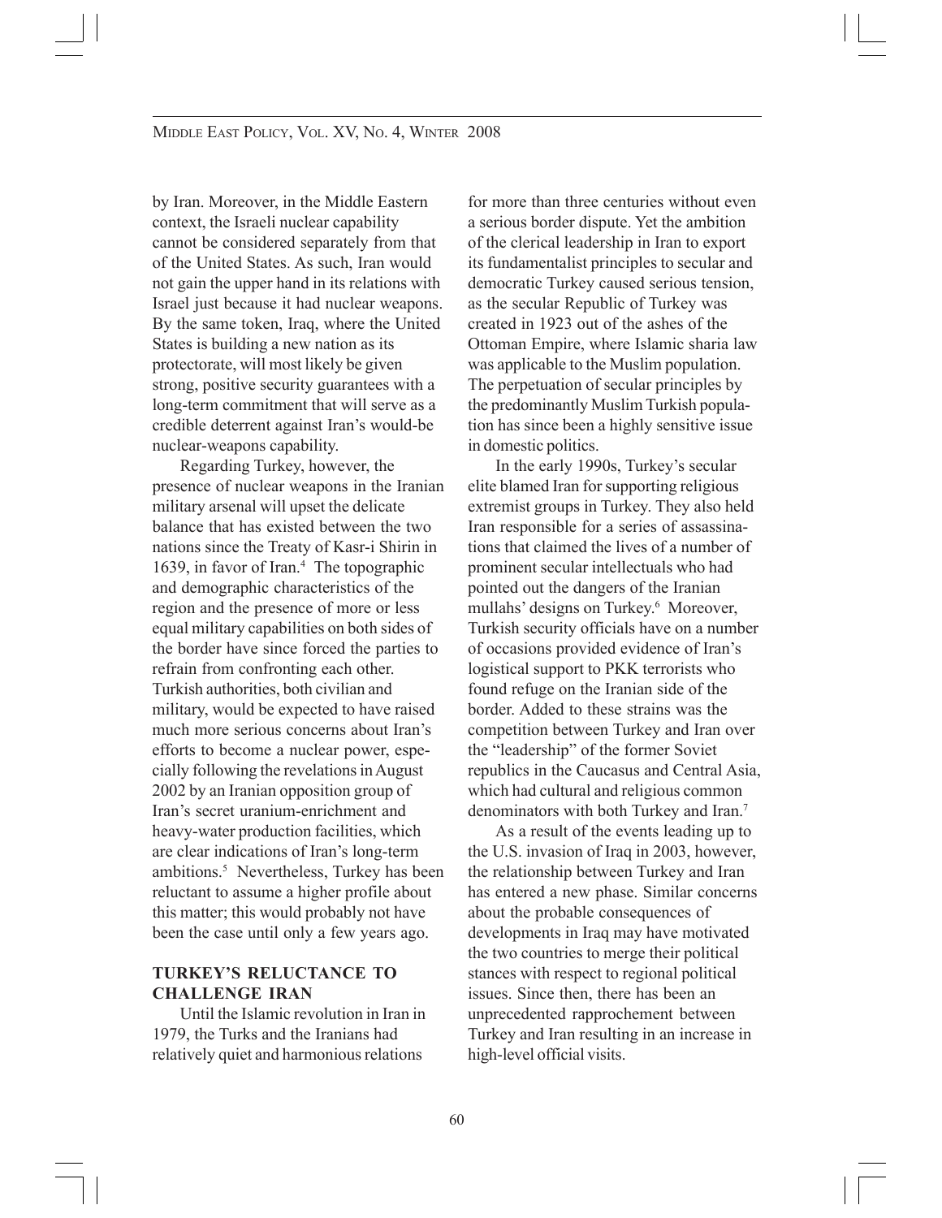by Iran. Moreover, in the Middle Eastern context, the Israeli nuclear capability cannot be considered separately from that of the United States. As such, Iran would not gain the upper hand in its relations with Israel just because it had nuclear weapons. By the same token, Iraq, where the United States is building a new nation as its protectorate, will most likely be given strong, positive security guarantees with a long-term commitment that will serve as a credible deterrent against Iran's would-be nuclear-weapons capability.

Regarding Turkey, however, the presence of nuclear weapons in the Iranian military arsenal will upset the delicate balance that has existed between the two nations since the Treaty of Kasr-i Shirin in 1639, in favor of Iran.[4] The topographic and demographic characteristics of the region and the presence of more or less equal military capabilities on both sides of the border have since forced the parties to refrain from confronting each other. Turkish authorities, both civilian and military, would be expected to have raised much more serious concerns about Iran's efforts to become a nuclear power, especially following the revelations in August 2002 by an Iranian opposition group of Iran's secret uranium-enrichment and heavy-water production facilities, which are clear indications of Iran's long-term ambitions.[5] Nevertheless, Turkey has been reluctant to assume a higher profile about this matter; this would probably not have been the case until only a few years ago.

## TURKEY'S RELUCTANCE TO CHALLENGE IRAN

Until the Islamic revolution in Iran in 1979, the Turks and the Iranians had relatively quiet and harmonious relations for more than three centuries without even a serious border dispute. Yet the ambition of the clerical leadership in Iran to export its fundamentalist principles to secular and democratic Turkey caused serious tension, as the secular Republic of Turkey was created in 1923 out of the ashes of the Ottoman Empire, where Islamic sharia law was applicable to the Muslim population. The perpetuation of secular principles by the predominantly Muslim Turkish population has since been a highly sensitive issue in domestic politics.

In the early 1990s, Turkey's secular elite blamed Iran for supporting religious extremist groups in Turkey. They also held Iran responsible for a series of assassinations that claimed the lives of a number of prominent secular intellectuals who had pointed out the dangers of the Iranian mullahs' designs on Turkey.[6] Moreover, Turkish security officials have on a number of occasions provided evidence of Iran's logistical support to PKK terrorists who found refuge on the Iranian side of the border. Added to these strains was the competition between Turkey and Iran over the "leadership" of the former Soviet republics in the Caucasus and Central Asia, which had cultural and religious common denominators with both Turkey and Iran.[7]

As a result of the events leading up to the U.S. invasion of Iraq in 2003, however, the relationship between Turkey and Iran has entered a new phase. Similar concerns about the probable consequences of developments in Iraq may have motivated the two countries to merge their political stances with respect to regional political issues. Since then, there has been an unprecedented rapprochement between Turkey and Iran resulting in an increase in high-level official visits.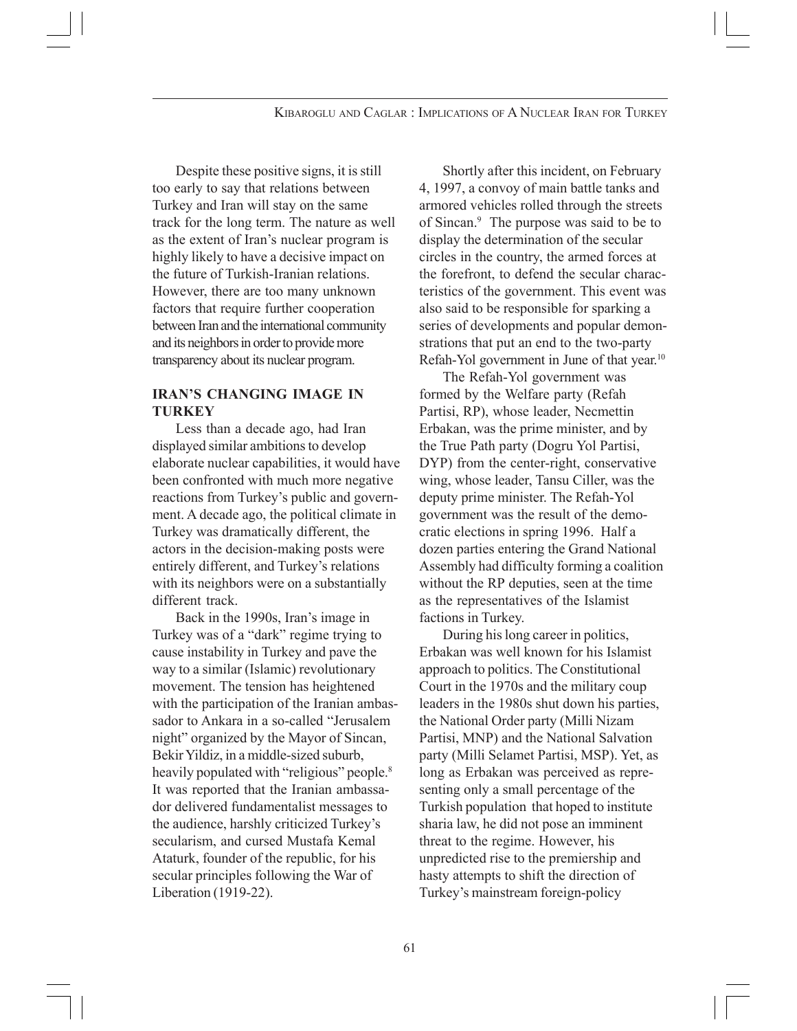Despite these positive signs, it is still too early to say that relations between Turkey and Iran will stay on the same track for the long term. The nature as well as the extent of Iran's nuclear program is highly likely to have a decisive impact on the future of Turkish-Iranian relations. However, there are too many unknown factors that require further cooperation between Iran and the international community and its neighbors in order to provide more transparency about its nuclear program.

## IRAN'S CHANGING IMAGE IN TURKEY

Less than a decade ago, had Iran displayed similar ambitions to develop elaborate nuclear capabilities, it would have been confronted with much more negative reactions from Turkey's public and government. A decade ago, the political climate in Turkey was dramatically different, the actors in the decision-making posts were entirely different, and Turkey's relations with its neighbors were on a substantially different track.

Back in the 1990s, Iran's image in Turkey was of a "dark" regime trying to cause instability in Turkey and pave the way to a similar (Islamic) revolutionary movement. The tension has heightened with the participation of the Iranian ambassador to Ankara in a so-called "Jerusalem night" organized by the Mayor of Sincan, Bekir Yildiz, in a middle-sized suburb, heavily populated with "religious" people.[8] It was reported that the Iranian ambassador delivered fundamentalist messages to the audience, harshly criticized Turkey's secularism, and cursed Mustafa Kemal Ataturk, founder of the republic, for his secular principles following the War of Liberation (1919-22).

Shortly after this incident, on February 4, 1997, a convoy of main battle tanks and armored vehicles rolled through the streets of Sincan.[9] The purpose was said to be to display the determination of the secular circles in the country, the armed forces at the forefront, to defend the secular characteristics of the government. This event was also said to be responsible for sparking a series of developments and popular demonstrations that put an end to the two-party Refah-Yol government in June of that year.[10]

The Refah-Yol government was formed by the Welfare party (Refah Partisi, RP), whose leader, Necmettin Erbakan, was the prime minister, and by the True Path party (Dogru Yol Partisi, DYP) from the center-right, conservative wing, whose leader, Tansu Ciller, was the deputy prime minister. The Refah-Yol government was the result of the democratic elections in spring 1996. Half a dozen parties entering the Grand National Assembly had difficulty forming a coalition without the RP deputies, seen at the time as the representatives of the Islamist factions in Turkey.

During his long career in politics, Erbakan was well known for his Islamist approach to politics. The Constitutional Court in the 1970s and the military coup leaders in the 1980s shut down his parties, the National Order party (Milli Nizam Partisi, MNP) and the National Salvation party (Milli Selamet Partisi, MSP). Yet, as long as Erbakan was perceived as representing only a small percentage of the Turkish population that hoped to institute sharia law, he did not pose an imminent threat to the regime. However, his unpredicted rise to the premiership and hasty attempts to shift the direction of Turkey's mainstream foreign-policy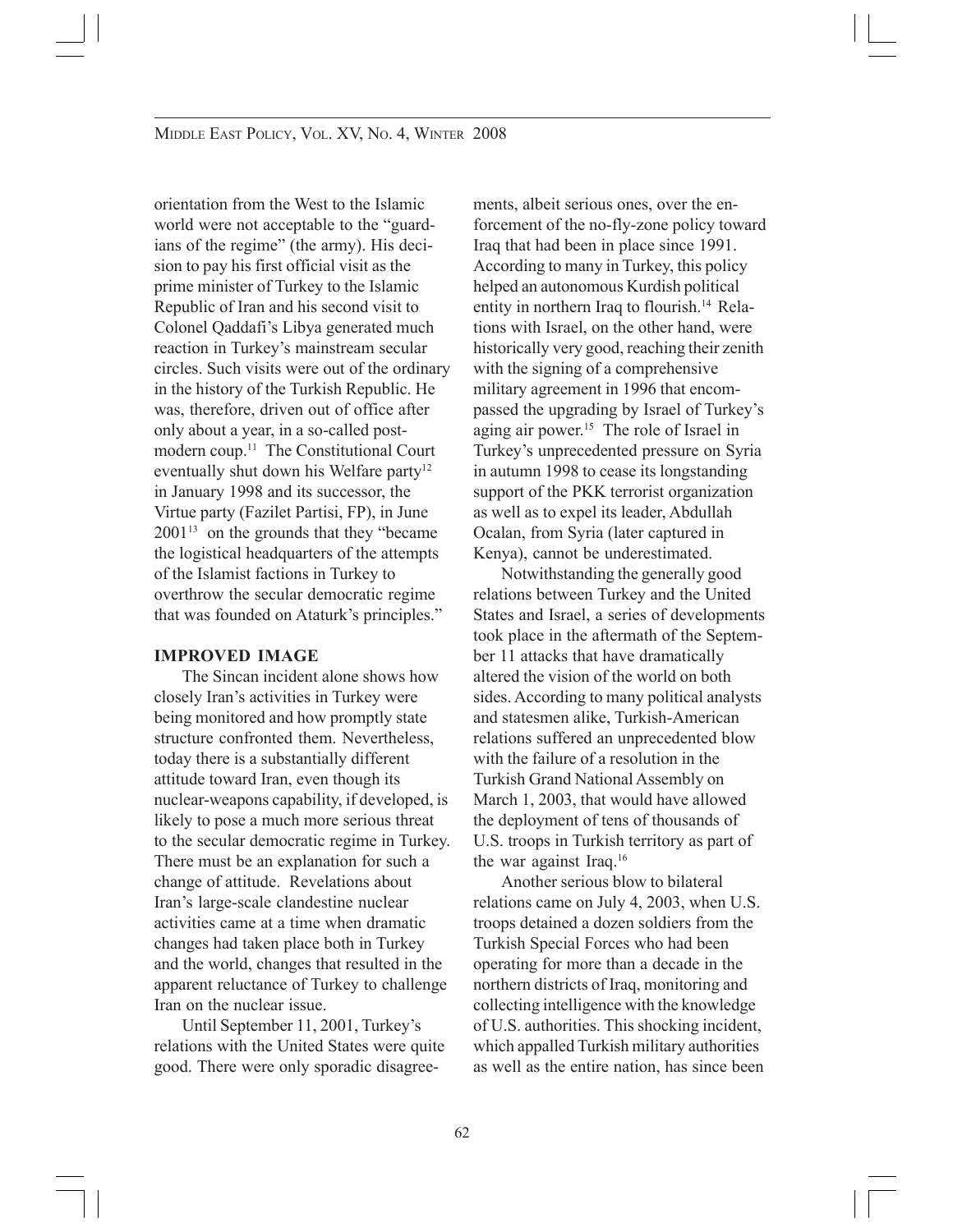orientation from the West to the Islamic world were not acceptable to the "guardians of the regime" (the army). His decision to pay his first official visit as the prime minister of Turkey to the Islamic Republic of Iran and his second visit to Colonel Qaddafi's Libya generated much reaction in Turkey's mainstream secular circles. Such visits were out of the ordinary in the history of the Turkish Republic. He was, therefore, driven out of office after only about a year, in a so-called post-modern coup.[11] The Constitutional Court eventually shut down his Welfare party[12] in January 1998 and its successor, the Virtue party (Fazilet Partisi, FP), in June 2001[13] on the grounds that they "became the logistical headquarters of the attempts of the Islamist factions in Turkey to overthrow the secular democratic regime that was founded on Ataturk's principles."

## IMPROVED IMAGE

The Sincan incident alone shows how closely Iran's activities in Turkey were being monitored and how promptly state structure confronted them. Nevertheless, today there is a substantially different attitude toward Iran, even though its nuclear-weapons capability, if developed, is likely to pose a much more serious threat to the secular democratic regime in Turkey. There must be an explanation for such a change of attitude. Revelations about Iran's large-scale clandestine nuclear activities came at a time when dramatic changes had taken place both in Turkey and the world, changes that resulted in the apparent reluctance of Turkey to challenge Iran on the nuclear issue.

Until September 11, 2001, Turkey's relations with the United States were quite good. There were only sporadic disagreements, albeit serious ones, over the enforcement of the no-fly-zone policy toward Iraq that had been in place since 1991. According to many in Turkey, this policy helped an autonomous Kurdish political entity in northern Iraq to flourish.[14] Relations with Israel, on the other hand, were historically very good, reaching their zenith with the signing of a comprehensive military agreement in 1996 that encompassed the upgrading by Israel of Turkey's aging air power.[15] The role of Israel in Turkey's unprecedented pressure on Syria in autumn 1998 to cease its longstanding support of the PKK terrorist organization as well as to expel its leader, Abdullah Ocalan, from Syria (later captured in Kenya), cannot be underestimated.

Notwithstanding the generally good relations between Turkey and the United States and Israel, a series of developments took place in the aftermath of the September 11 attacks that have dramatically altered the vision of the world on both sides. According to many political analysts and statesmen alike, Turkish-American relations suffered an unprecedented blow with the failure of a resolution in the Turkish Grand National Assembly on March 1, 2003, that would have allowed the deployment of tens of thousands of U.S. troops in Turkish territory as part of the war against Iraq.[16]

Another serious blow to bilateral relations came on July 4, 2003, when U.S. troops detained a dozen soldiers from the Turkish Special Forces who had been operating for more than a decade in the northern districts of Iraq, monitoring and collecting intelligence with the knowledge of U.S. authorities. This shocking incident, which appalled Turkish military authorities as well as the entire nation, has since been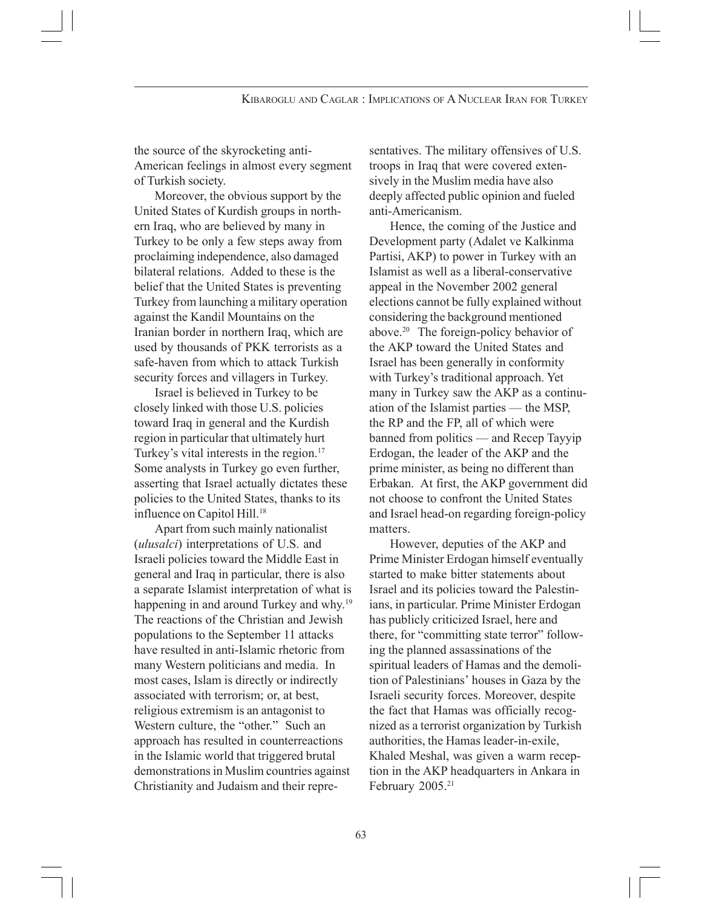the source of the skyrocketing anti-American feelings in almost every segment of Turkish society.

Moreover, the obvious support by the United States of Kurdish groups in northern Iraq, who are believed by many in Turkey to be only a few steps away from proclaiming independence, also damaged bilateral relations. Added to these is the belief that the United States is preventing Turkey from launching a military operation against the Kandil Mountains on the Iranian border in northern Iraq, which are used by thousands of PKK terrorists as a safe-haven from which to attack Turkish security forces and villagers in Turkey.

Israel is believed in Turkey to be closely linked with those U.S. policies toward Iraq in general and the Kurdish region in particular that ultimately hurt Turkey's vital interests in the region.[17] Some analysts in Turkey go even further, asserting that Israel actually dictates these policies to the United States, thanks to its influence on Capitol Hill.[18]

Apart from such mainly nationalist (*ulusalci*) interpretations of U.S. and Israeli policies toward the Middle East in general and Iraq in particular, there is also a separate Islamist interpretation of what is happening in and around Turkey and why.[19] The reactions of the Christian and Jewish populations to the September 11 attacks have resulted in anti-Islamic rhetoric from many Western politicians and media. In most cases, Islam is directly or indirectly associated with terrorism; or, at best, religious extremism is an antagonist to Western culture, the "other." Such an approach has resulted in counterreactions in the Islamic world that triggered brutal demonstrations in Muslim countries against Christianity and Judaism and their representatives. The military offensives of U.S. troops in Iraq that were covered extensively in the Muslim media have also deeply affected public opinion and fueled anti-Americanism.

Hence, the coming of the Justice and Development party (Adalet ve Kalkinma Partisi, AKP) to power in Turkey with an Islamist as well as a liberal-conservative appeal in the November 2002 general elections cannot be fully explained without considering the background mentioned above.[20] The foreign-policy behavior of the AKP toward the United States and Israel has been generally in conformity with Turkey's traditional approach. Yet many in Turkey saw the AKP as a continuation of the Islamist parties — the MSP, the RP and the FP, all of which were banned from politics — and Recep Tayyip Erdogan, the leader of the AKP and the prime minister, as being no different than Erbakan. At first, the AKP government did not choose to confront the United States and Israel head-on regarding foreign-policy matters.

However, deputies of the AKP and Prime Minister Erdogan himself eventually started to make bitter statements about Israel and its policies toward the Palestinians, in particular. Prime Minister Erdogan has publicly criticized Israel, here and there, for "committing state terror" following the planned assassinations of the spiritual leaders of Hamas and the demolition of Palestinians' houses in Gaza by the Israeli security forces. Moreover, despite the fact that Hamas was officially recognized as a terrorist organization by Turkish authorities, the Hamas leader-in-exile, Khaled Meshal, was given a warm reception in the AKP headquarters in Ankara in February 2005.[21]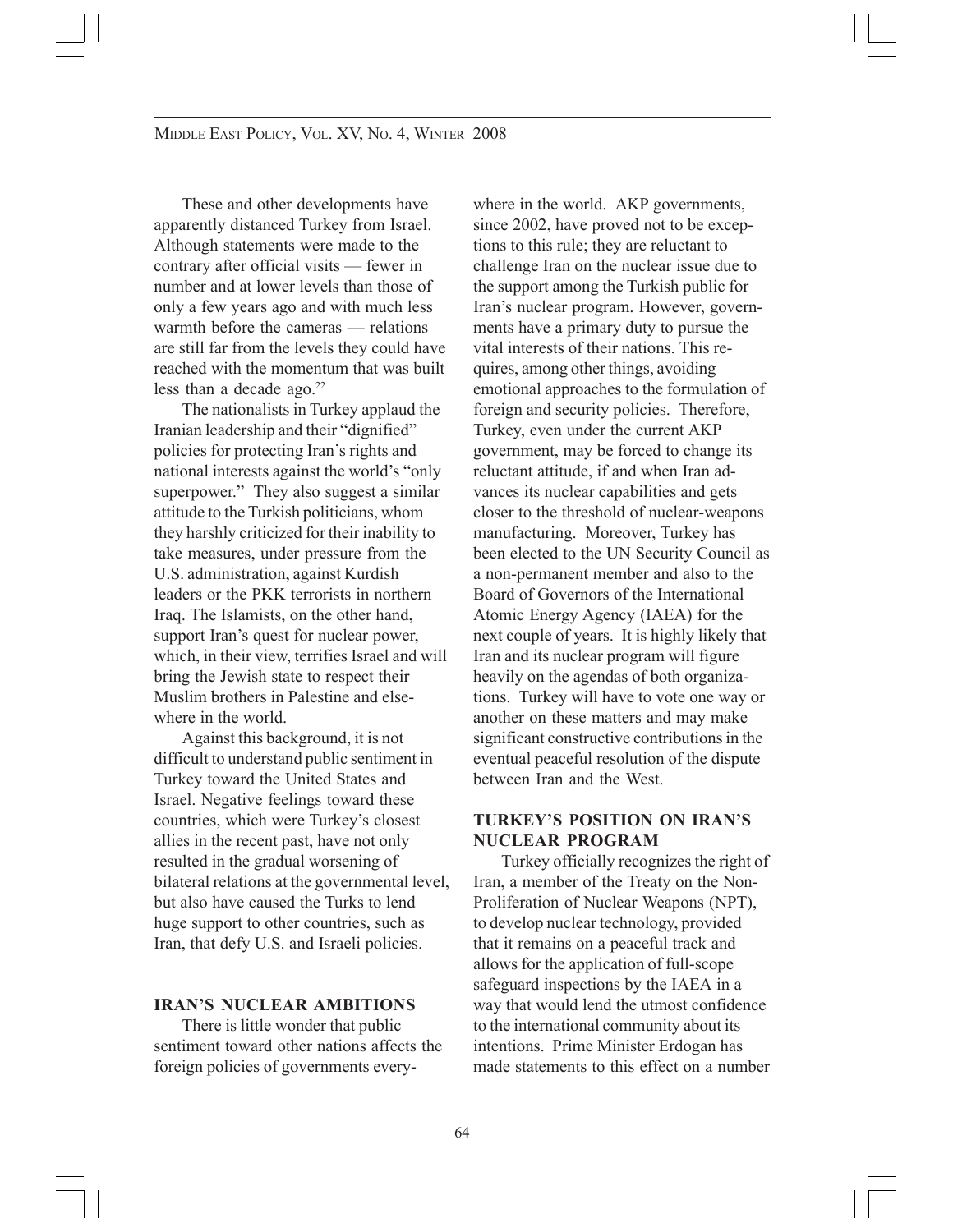These and other developments have apparently distanced Turkey from Israel. Although statements were made to the contrary after official visits — fewer in number and at lower levels than those of only a few years ago and with much less warmth before the cameras — relations are still far from the levels they could have reached with the momentum that was built less than a decade ago.[22]

The nationalists in Turkey applaud the Iranian leadership and their "dignified" policies for protecting Iran's rights and national interests against the world's "only superpower." They also suggest a similar attitude to the Turkish politicians, whom they harshly criticized for their inability to take measures, under pressure from the U.S. administration, against Kurdish leaders or the PKK terrorists in northern Iraq. The Islamists, on the other hand, support Iran's quest for nuclear power, which, in their view, terrifies Israel and will bring the Jewish state to respect their Muslim brothers in Palestine and elsewhere in the world.

Against this background, it is not difficult to understand public sentiment in Turkey toward the United States and Israel. Negative feelings toward these countries, which were Turkey's closest allies in the recent past, have not only resulted in the gradual worsening of bilateral relations at the governmental level, but also have caused the Turks to lend huge support to other countries, such as Iran, that defy U.S. and Israeli policies.

## IRAN'S NUCLEAR AMBITIONS

There is little wonder that public sentiment toward other nations affects the foreign policies of governments everywhere in the world. AKP governments, since 2002, have proved not to be exceptions to this rule; they are reluctant to challenge Iran on the nuclear issue due to the support among the Turkish public for Iran's nuclear program. However, governments have a primary duty to pursue the vital interests of their nations. This requires, among other things, avoiding emotional approaches to the formulation of foreign and security policies. Therefore, Turkey, even under the current AKP government, may be forced to change its reluctant attitude, if and when Iran advances its nuclear capabilities and gets closer to the threshold of nuclear-weapons manufacturing. Moreover, Turkey has been elected to the UN Security Council as a non-permanent member and also to the Board of Governors of the International Atomic Energy Agency (IAEA) for the next couple of years. It is highly likely that Iran and its nuclear program will figure heavily on the agendas of both organizations. Turkey will have to vote one way or another on these matters and may make significant constructive contributions in the eventual peaceful resolution of the dispute between Iran and the West.

## TURKEY'S POSITION ON IRAN'S NUCLEAR PROGRAM

Turkey officially recognizes the right of Iran, a member of the Treaty on the Non-Proliferation of Nuclear Weapons (NPT), to develop nuclear technology, provided that it remains on a peaceful track and allows for the application of full-scope safeguard inspections by the IAEA in a way that would lend the utmost confidence to the international community about its intentions. Prime Minister Erdogan has made statements to this effect on a number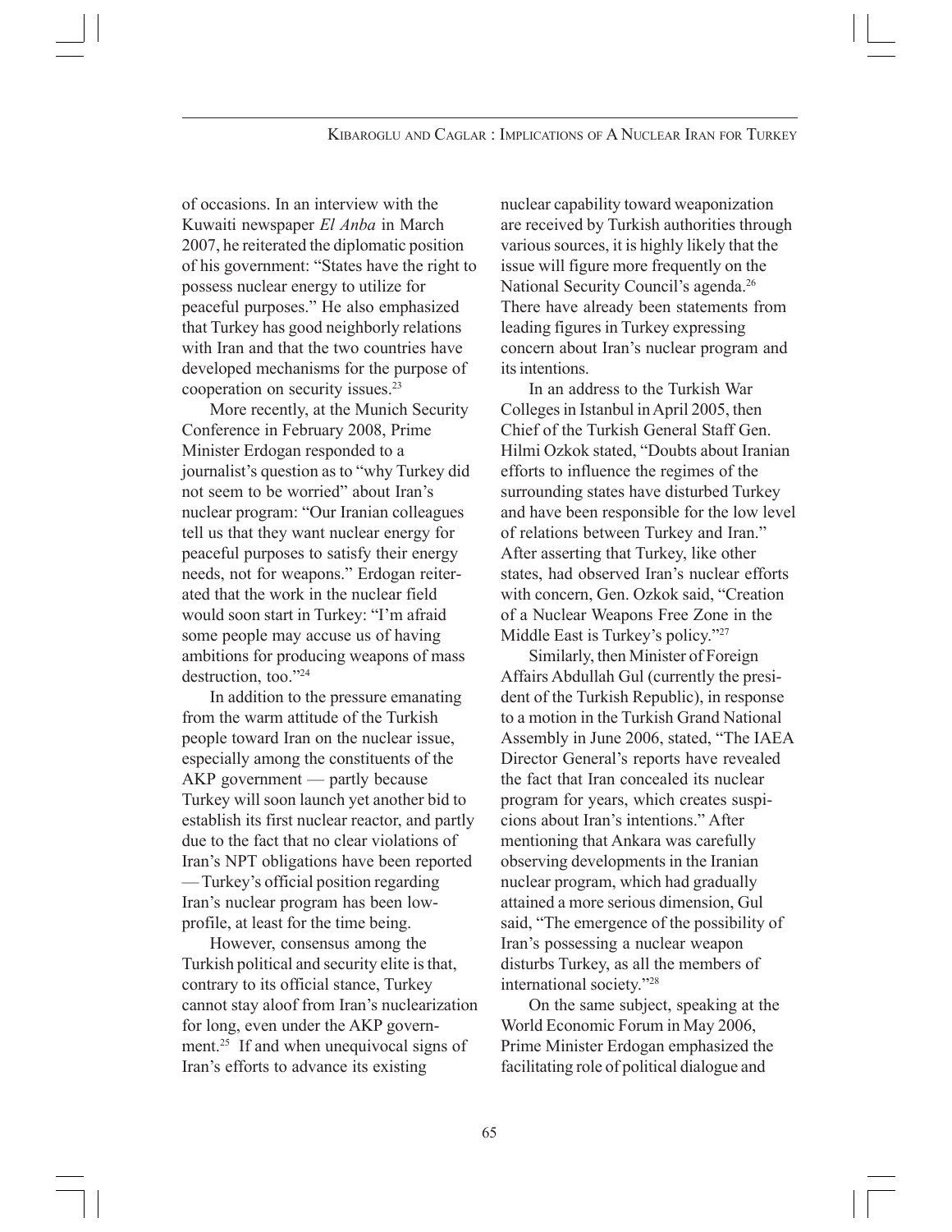of occasions. In an interview with the Kuwaiti newspaper *El Anba* in March 2007, he reiterated the diplomatic position of his government: "States have the right to possess nuclear energy to utilize for peaceful purposes." He also emphasized that Turkey has good neighborly relations with Iran and that the two countries have developed mechanisms for the purpose of cooperation on security issues.[23]

More recently, at the Munich Security Conference in February 2008, Prime Minister Erdogan responded to a journalist's question as to "why Turkey did not seem to be worried" about Iran's nuclear program: "Our Iranian colleagues tell us that they want nuclear energy for peaceful purposes to satisfy their energy needs, not for weapons." Erdogan reiterated that the work in the nuclear field would soon start in Turkey: "I'm afraid some people may accuse us of having ambitions for producing weapons of mass destruction, too."[24]

In addition to the pressure emanating from the warm attitude of the Turkish people toward Iran on the nuclear issue, especially among the constituents of the AKP government — partly because Turkey will soon launch yet another bid to establish its first nuclear reactor, and partly due to the fact that no clear violations of Iran's NPT obligations have been reported — Turkey's official position regarding Iran's nuclear program has been low-profile, at least for the time being.

However, consensus among the Turkish political and security elite is that, contrary to its official stance, Turkey cannot stay aloof from Iran's nuclearization for long, even under the AKP government.[25] If and when unequivocal signs of Iran's efforts to advance its existing nuclear capability toward weaponization are received by Turkish authorities through various sources, it is highly likely that the issue will figure more frequently on the National Security Council's agenda.[26] There have already been statements from leading figures in Turkey expressing concern about Iran's nuclear program and its intentions.

In an address to the Turkish War Colleges in Istanbul in April 2005, then Chief of the Turkish General Staff Gen. Hilmi Ozkok stated, "Doubts about Iranian efforts to influence the regimes of the surrounding states have disturbed Turkey and have been responsible for the low level of relations between Turkey and Iran." After asserting that Turkey, like other states, had observed Iran's nuclear efforts with concern, Gen. Ozkok said, "Creation of a Nuclear Weapons Free Zone in the Middle East is Turkey's policy."[27]

Similarly, then Minister of Foreign Affairs Abdullah Gul (currently the president of the Turkish Republic), in response to a motion in the Turkish Grand National Assembly in June 2006, stated, "The IAEA Director General's reports have revealed the fact that Iran concealed its nuclear program for years, which creates suspicions about Iran's intentions." After mentioning that Ankara was carefully observing developments in the Iranian nuclear program, which had gradually attained a more serious dimension, Gul said, "The emergence of the possibility of Iran's possessing a nuclear weapon disturbs Turkey, as all the members of international society."[28]

On the same subject, speaking at the World Economic Forum in May 2006, Prime Minister Erdogan emphasized the facilitating role of political dialogue and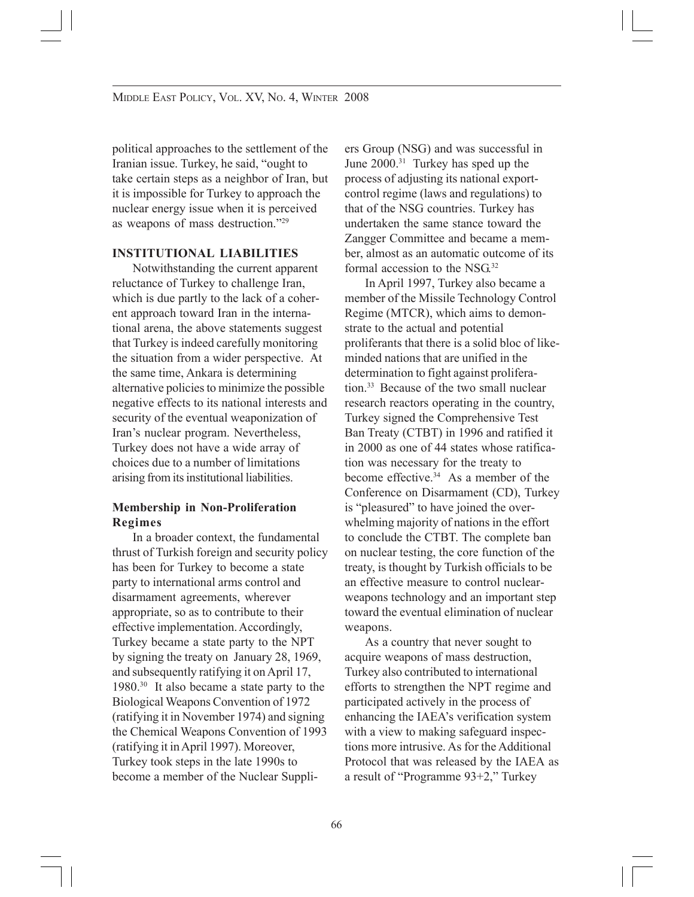political approaches to the settlement of the Iranian issue. Turkey, he said, "ought to take certain steps as a neighbor of Iran, but it is impossible for Turkey to approach the nuclear energy issue when it is perceived as weapons of mass destruction."[29]

## INSTITUTIONAL LIABILITIES

Notwithstanding the current apparent reluctance of Turkey to challenge Iran, which is due partly to the lack of a coherent approach toward Iran in the international arena, the above statements suggest that Turkey is indeed carefully monitoring the situation from a wider perspective. At the same time, Ankara is determining alternative policies to minimize the possible negative effects to its national interests and security of the eventual weaponization of Iran's nuclear program. Nevertheless, Turkey does not have a wide array of choices due to a number of limitations arising from its institutional liabilities.

### Membership in Non-Proliferation Regimes

In a broader context, the fundamental thrust of Turkish foreign and security policy has been for Turkey to become a state party to international arms control and disarmament agreements, wherever appropriate, so as to contribute to their effective implementation. Accordingly, Turkey became a state party to the NPT by signing the treaty on January 28, 1969, and subsequently ratifying it on April 17, 1980.[30] It also became a state party to the Biological Weapons Convention of 1972 (ratifying it in November 1974) and signing the Chemical Weapons Convention of 1993 (ratifying it in April 1997). Moreover, Turkey took steps in the late 1990s to become a member of the Nuclear Suppliers Group (NSG) and was successful in June 2000.[31] Turkey has sped up the process of adjusting its national export-control regime (laws and regulations) to that of the NSG countries. Turkey has undertaken the same stance toward the Zangger Committee and became a member, almost as an automatic outcome of its formal accession to the NSG.[32]

In April 1997, Turkey also became a member of the Missile Technology Control Regime (MTCR), which aims to demonstrate to the actual and potential proliferants that there is a solid bloc of like-minded nations that are unified in the determination to fight against proliferation.[33] Because of the two small nuclear research reactors operating in the country, Turkey signed the Comprehensive Test Ban Treaty (CTBT) in 1996 and ratified it in 2000 as one of 44 states whose ratification was necessary for the treaty to become effective.[34] As a member of the Conference on Disarmament (CD), Turkey is "pleasured" to have joined the overwhelming majority of nations in the effort to conclude the CTBT. The complete ban on nuclear testing, the core function of the treaty, is thought by Turkish officials to be an effective measure to control nuclear-weapons technology and an important step toward the eventual elimination of nuclear weapons.

As a country that never sought to acquire weapons of mass destruction, Turkey also contributed to international efforts to strengthen the NPT regime and participated actively in the process of enhancing the IAEA's verification system with a view to making safeguard inspections more intrusive. As for the Additional Protocol that was released by the IAEA as a result of "Programme 93+2," Turkey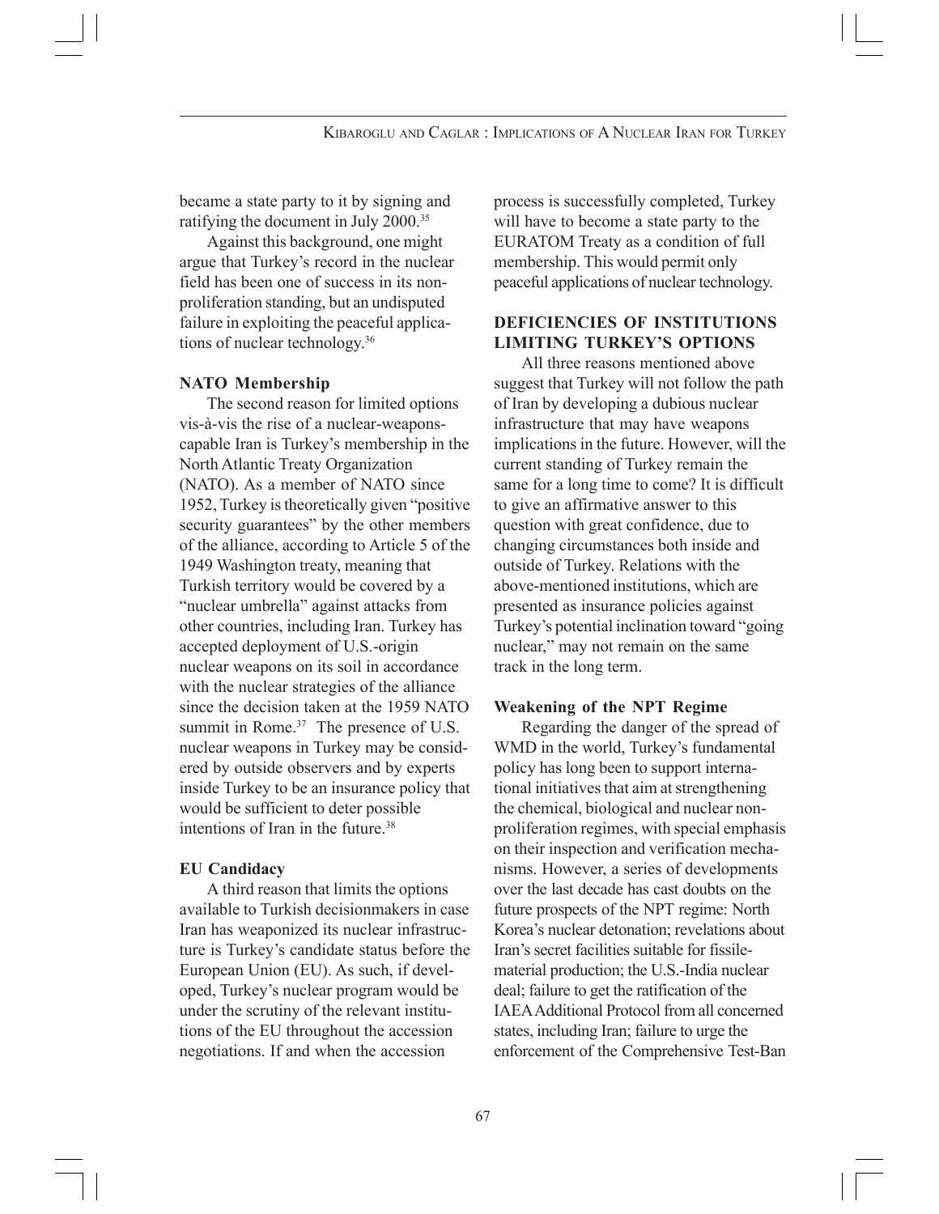became a state party to it by signing and ratifying the document in July 2000.[35]

Against this background, one might argue that Turkey's record in the nuclear field has been one of success in its non-proliferation standing, but an undisputed failure in exploiting the peaceful applications of nuclear technology.[36]

### NATO Membership

The second reason for limited options vis-à-vis the rise of a nuclear-weapons-capable Iran is Turkey's membership in the North Atlantic Treaty Organization (NATO). As a member of NATO since 1952, Turkey is theoretically given "positive security guarantees" by the other members of the alliance, according to Article 5 of the 1949 Washington treaty, meaning that Turkish territory would be covered by a "nuclear umbrella" against attacks from other countries, including Iran. Turkey has accepted deployment of U.S.-origin nuclear weapons on its soil in accordance with the nuclear strategies of the alliance since the decision taken at the 1959 NATO summit in Rome.[37] The presence of U.S. nuclear weapons in Turkey may be considered by outside observers and by experts inside Turkey to be an insurance policy that would be sufficient to deter possible intentions of Iran in the future.[38]

### EU Candidacy

A third reason that limits the options available to Turkish decisionmakers in case Iran has weaponized its nuclear infrastructure is Turkey's candidate status before the European Union (EU). As such, if developed, Turkey's nuclear program would be under the scrutiny of the relevant institutions of the EU throughout the accession negotiations. If and when the accession process is successfully completed, Turkey will have to become a state party to the EURATOM Treaty as a condition of full membership. This would permit only peaceful applications of nuclear technology.

## DEFICIENCIES OF INSTITUTIONS LIMITING TURKEY'S OPTIONS

All three reasons mentioned above suggest that Turkey will not follow the path of Iran by developing a dubious nuclear infrastructure that may have weapons implications in the future. However, will the current standing of Turkey remain the same for a long time to come? It is difficult to give an affirmative answer to this question with great confidence, due to changing circumstances both inside and outside of Turkey. Relations with the above-mentioned institutions, which are presented as insurance policies against Turkey's potential inclination toward "going nuclear," may not remain on the same track in the long term.

### Weakening of the NPT Regime

Regarding the danger of the spread of WMD in the world, Turkey's fundamental policy has long been to support international initiatives that aim at strengthening the chemical, biological and nuclear non-proliferation regimes, with special emphasis on their inspection and verification mechanisms. However, a series of developments over the last decade has cast doubts on the future prospects of the NPT regime: North Korea's nuclear detonation; revelations about Iran's secret facilities suitable for fissile-material production; the U.S.-India nuclear deal; failure to get the ratification of the IAEA Additional Protocol from all concerned states, including Iran; failure to urge the enforcement of the Comprehensive Test-Ban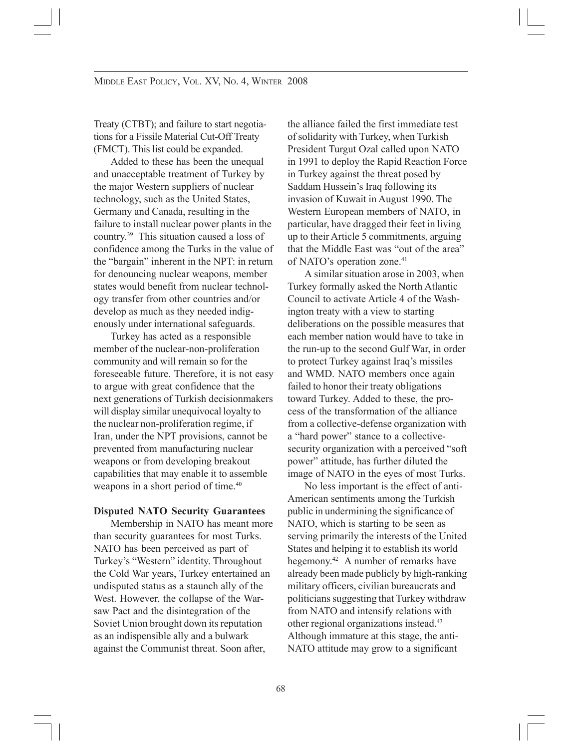Treaty (CTBT); and failure to start negotiations for a Fissile Material Cut-Off Treaty (FMCT). This list could be expanded.

Added to these has been the unequal and unacceptable treatment of Turkey by the major Western suppliers of nuclear technology, such as the United States, Germany and Canada, resulting in the failure to install nuclear power plants in the country.[39] This situation caused a loss of confidence among the Turks in the value of the "bargain" inherent in the NPT: in return for denouncing nuclear weapons, member states would benefit from nuclear technology transfer from other countries and/or develop as much as they needed indigenously under international safeguards.

Turkey has acted as a responsible member of the nuclear-non-proliferation community and will remain so for the foreseeable future. Therefore, it is not easy to argue with great confidence that the next generations of Turkish decisionmakers will display similar unequivocal loyalty to the nuclear non-proliferation regime, if Iran, under the NPT provisions, cannot be prevented from manufacturing nuclear weapons or from developing breakout capabilities that may enable it to assemble weapons in a short period of time.[40]

**Disputed NATO Security Guarantees**

Membership in NATO has meant more than security guarantees for most Turks. NATO has been perceived as part of Turkey's "Western" identity. Throughout the Cold War years, Turkey entertained an undisputed status as a staunch ally of the West. However, the collapse of the Warsaw Pact and the disintegration of the Soviet Union brought down its reputation as an indispensible ally and a bulwark against the Communist threat. Soon after, the alliance failed the first immediate test of solidarity with Turkey, when Turkish President Turgut Ozal called upon NATO in 1991 to deploy the Rapid Reaction Force in Turkey against the threat posed by Saddam Hussein's Iraq following its invasion of Kuwait in August 1990. The Western European members of NATO, in particular, have dragged their feet in living up to their Article 5 commitments, arguing that the Middle East was "out of the area" of NATO's operation zone.[41]

A similar situation arose in 2003, when Turkey formally asked the North Atlantic Council to activate Article 4 of the Washington treaty with a view to starting deliberations on the possible measures that each member nation would have to take in the run-up to the second Gulf War, in order to protect Turkey against Iraq's missiles and WMD. NATO members once again failed to honor their treaty obligations toward Turkey. Added to these, the process of the transformation of the alliance from a collective-defense organization with a "hard power" stance to a collective-security organization with a perceived "soft power" attitude, has further diluted the image of NATO in the eyes of most Turks.

No less important is the effect of anti-American sentiments among the Turkish public in undermining the significance of NATO, which is starting to be seen as serving primarily the interests of the United States and helping it to establish its world hegemony.[42] A number of remarks have already been made publicly by high-ranking military officers, civilian bureaucrats and politicians suggesting that Turkey withdraw from NATO and intensify relations with other regional organizations instead.[43] Although immature at this stage, the anti-NATO attitude may grow to a significant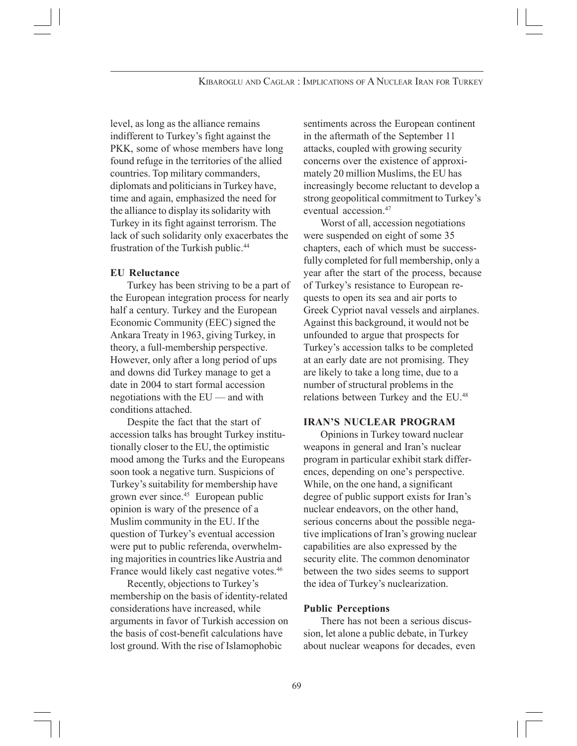level, as long as the alliance remains indifferent to Turkey's fight against the PKK, some of whose members have long found refuge in the territories of the allied countries. Top military commanders, diplomats and politicians in Turkey have, time and again, emphasized the need for the alliance to display its solidarity with Turkey in its fight against terrorism. The lack of such solidarity only exacerbates the frustration of the Turkish public.[44]

### EU Reluctance

Turkey has been striving to be a part of the European integration process for nearly half a century. Turkey and the European Economic Community (EEC) signed the Ankara Treaty in 1963, giving Turkey, in theory, a full-membership perspective. However, only after a long period of ups and downs did Turkey manage to get a date in 2004 to start formal accession negotiations with the EU — and with conditions attached.

Despite the fact that the start of accession talks has brought Turkey institutionally closer to the EU, the optimistic mood among the Turks and the Europeans soon took a negative turn. Suspicions of Turkey's suitability for membership have grown ever since.[45] European public opinion is wary of the presence of a Muslim community in the EU. If the question of Turkey's eventual accession were put to public referenda, overwhelming majorities in countries like Austria and France would likely cast negative votes.[46]

Recently, objections to Turkey's membership on the basis of identity-related considerations have increased, while arguments in favor of Turkish accession on the basis of cost-benefit calculations have lost ground. With the rise of Islamophobic sentiments across the European continent in the aftermath of the September 11 attacks, coupled with growing security concerns over the existence of approximately 20 million Muslims, the EU has increasingly become reluctant to develop a strong geopolitical commitment to Turkey's eventual accession.[47]

Worst of all, accession negotiations were suspended on eight of some 35 chapters, each of which must be successfully completed for full membership, only a year after the start of the process, because of Turkey's resistance to European requests to open its sea and air ports to Greek Cypriot naval vessels and airplanes. Against this background, it would not be unfounded to argue that prospects for Turkey's accession talks to be completed at an early date are not promising. They are likely to take a long time, due to a number of structural problems in the relations between Turkey and the EU.[48]

## IRAN'S NUCLEAR PROGRAM

Opinions in Turkey toward nuclear weapons in general and Iran's nuclear program in particular exhibit stark differences, depending on one's perspective. While, on the one hand, a significant degree of public support exists for Iran's nuclear endeavors, on the other hand, serious concerns about the possible negative implications of Iran's growing nuclear capabilities are also expressed by the security elite. The common denominator between the two sides seems to support the idea of Turkey's nuclearization.

### Public Perceptions

There has not been a serious discussion, let alone a public debate, in Turkey about nuclear weapons for decades, even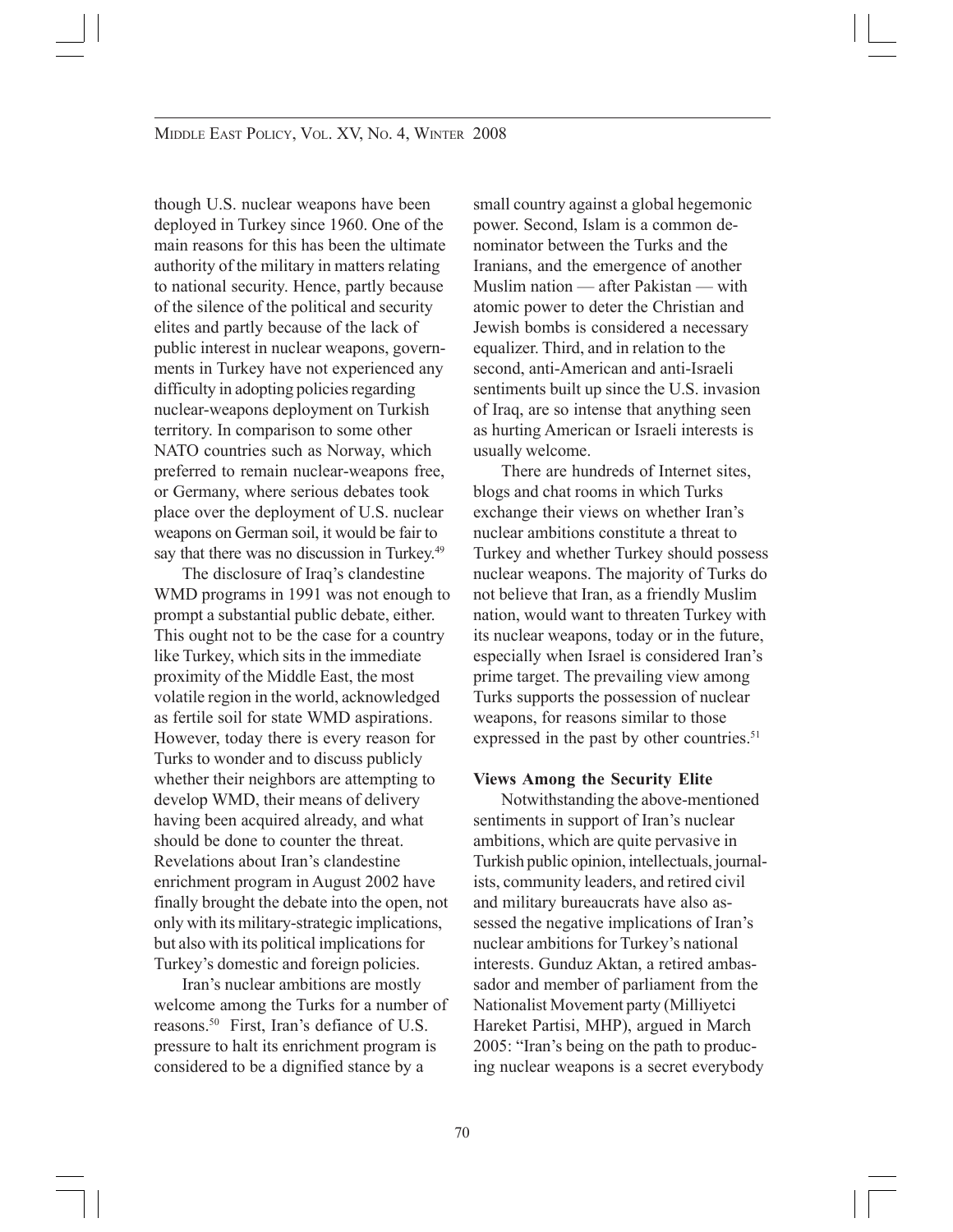though U.S. nuclear weapons have been deployed in Turkey since 1960. One of the main reasons for this has been the ultimate authority of the military in matters relating to national security. Hence, partly because of the silence of the political and security elites and partly because of the lack of public interest in nuclear weapons, governments in Turkey have not experienced any difficulty in adopting policies regarding nuclear-weapons deployment on Turkish territory. In comparison to some other NATO countries such as Norway, which preferred to remain nuclear-weapons free, or Germany, where serious debates took place over the deployment of U.S. nuclear weapons on German soil, it would be fair to say that there was no discussion in Turkey.[49]

The disclosure of Iraq's clandestine WMD programs in 1991 was not enough to prompt a substantial public debate, either. This ought not to be the case for a country like Turkey, which sits in the immediate proximity of the Middle East, the most volatile region in the world, acknowledged as fertile soil for state WMD aspirations. However, today there is every reason for Turks to wonder and to discuss publicly whether their neighbors are attempting to develop WMD, their means of delivery having been acquired already, and what should be done to counter the threat. Revelations about Iran's clandestine enrichment program in August 2002 have finally brought the debate into the open, not only with its military-strategic implications, but also with its political implications for Turkey's domestic and foreign policies.

Iran's nuclear ambitions are mostly welcome among the Turks for a number of reasons.[50] First, Iran's defiance of U.S. pressure to halt its enrichment program is considered to be a dignified stance by a small country against a global hegemonic power. Second, Islam is a common denominator between the Turks and the Iranians, and the emergence of another Muslim nation — after Pakistan — with atomic power to deter the Christian and Jewish bombs is considered a necessary equalizer. Third, and in relation to the second, anti-American and anti-Israeli sentiments built up since the U.S. invasion of Iraq, are so intense that anything seen as hurting American or Israeli interests is usually welcome.

There are hundreds of Internet sites, blogs and chat rooms in which Turks exchange their views on whether Iran's nuclear ambitions constitute a threat to Turkey and whether Turkey should possess nuclear weapons. The majority of Turks do not believe that Iran, as a friendly Muslim nation, would want to threaten Turkey with its nuclear weapons, today or in the future, especially when Israel is considered Iran's prime target. The prevailing view among Turks supports the possession of nuclear weapons, for reasons similar to those expressed in the past by other countries.[51]

**Views Among the Security Elite**

Notwithstanding the above-mentioned sentiments in support of Iran's nuclear ambitions, which are quite pervasive in Turkish public opinion, intellectuals, journalists, community leaders, and retired civil and military bureaucrats have also assessed the negative implications of Iran's nuclear ambitions for Turkey's national interests. Gunduz Aktan, a retired ambassador and member of parliament from the Nationalist Movement party (Milliyetci Hareket Partisi, MHP), argued in March 2005: "Iran's being on the path to producing nuclear weapons is a secret everybody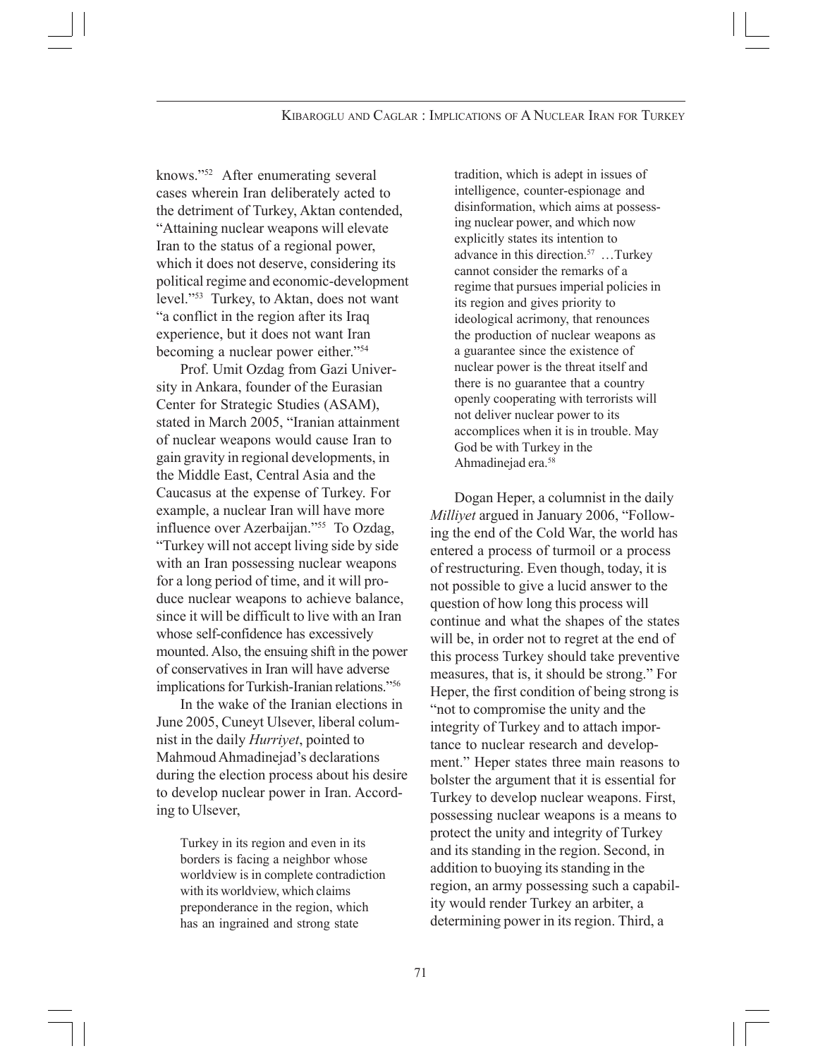knows."[52] After enumerating several cases wherein Iran deliberately acted to the detriment of Turkey, Aktan contended, "Attaining nuclear weapons will elevate Iran to the status of a regional power, which it does not deserve, considering its political regime and economic-development level."[53] Turkey, to Aktan, does not want "a conflict in the region after its Iraq experience, but it does not want Iran becoming a nuclear power either."[54]

Prof. Umit Ozdag from Gazi University in Ankara, founder of the Eurasian Center for Strategic Studies (ASAM), stated in March 2005, "Iranian attainment of nuclear weapons would cause Iran to gain gravity in regional developments, in the Middle East, Central Asia and the Caucasus at the expense of Turkey. For example, a nuclear Iran will have more influence over Azerbaijan."[55] To Ozdag, "Turkey will not accept living side by side with an Iran possessing nuclear weapons for a long period of time, and it will produce nuclear weapons to achieve balance, since it will be difficult to live with an Iran whose self-confidence has excessively mounted. Also, the ensuing shift in the power of conservatives in Iran will have adverse implications for Turkish-Iranian relations."[56]

In the wake of the Iranian elections in June 2005, Cuneyt Ulsever, liberal columnist in the daily *Hurriyet*, pointed to Mahmoud Ahmadinejad's declarations during the election process about his desire to develop nuclear power in Iran. According to Ulsever,

> Turkey in its region and even in its borders is facing a neighbor whose worldview is in complete contradiction with its worldview, which claims preponderance in the region, which has an ingrained and strong state tradition, which is adept in issues of intelligence, counter-espionage and disinformation, which aims at possessing nuclear power, and which now explicitly states its intention to advance in this direction.[57] …Turkey cannot consider the remarks of a regime that pursues imperial policies in its region and gives priority to ideological acrimony, that renounces the production of nuclear weapons as a guarantee since the existence of nuclear power is the threat itself and there is no guarantee that a country openly cooperating with terrorists will not deliver nuclear power to its accomplices when it is in trouble. May God be with Turkey in the Ahmadinejad era.[58]

Dogan Heper, a columnist in the daily *Milliyet* argued in January 2006, "Following the end of the Cold War, the world has entered a process of turmoil or a process of restructuring. Even though, today, it is not possible to give a lucid answer to the question of how long this process will continue and what the shapes of the states will be, in order not to regret at the end of this process Turkey should take preventive measures, that is, it should be strong." For Heper, the first condition of being strong is "not to compromise the unity and the integrity of Turkey and to attach importance to nuclear research and development." Heper states three main reasons to bolster the argument that it is essential for Turkey to develop nuclear weapons. First, possessing nuclear weapons is a means to protect the unity and integrity of Turkey and its standing in the region. Second, in addition to buoying its standing in the region, an army possessing such a capability would render Turkey an arbiter, a determining power in its region. Third, a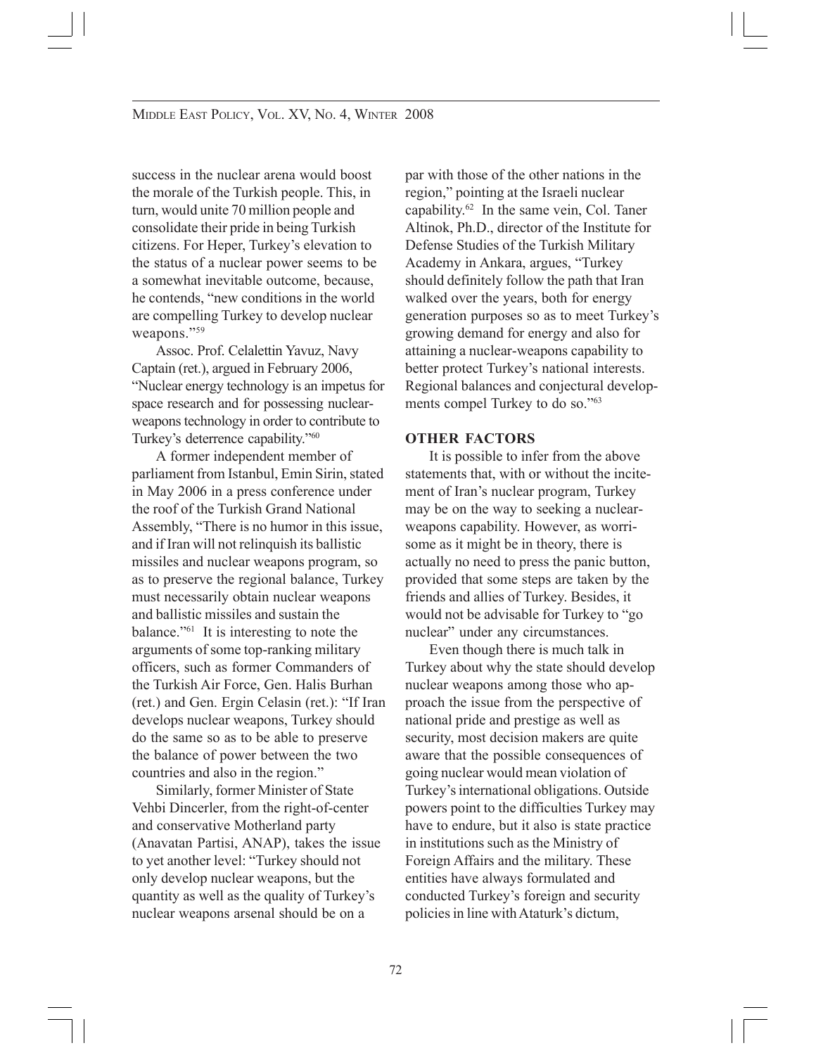success in the nuclear arena would boost the morale of the Turkish people. This, in turn, would unite 70 million people and consolidate their pride in being Turkish citizens. For Heper, Turkey's elevation to the status of a nuclear power seems to be a somewhat inevitable outcome, because, he contends, "new conditions in the world are compelling Turkey to develop nuclear weapons."[59]

Assoc. Prof. Celalettin Yavuz, Navy Captain (ret.), argued in February 2006, "Nuclear energy technology is an impetus for space research and for possessing nuclear-weapons technology in order to contribute to Turkey's deterrence capability."[60]

A former independent member of parliament from Istanbul, Emin Sirin, stated in May 2006 in a press conference under the roof of the Turkish Grand National Assembly, "There is no humor in this issue, and if Iran will not relinquish its ballistic missiles and nuclear weapons program, so as to preserve the regional balance, Turkey must necessarily obtain nuclear weapons and ballistic missiles and sustain the balance."[61] It is interesting to note the arguments of some top-ranking military officers, such as former Commanders of the Turkish Air Force, Gen. Halis Burhan (ret.) and Gen. Ergin Celasin (ret.): "If Iran develops nuclear weapons, Turkey should do the same so as to be able to preserve the balance of power between the two countries and also in the region."

Similarly, former Minister of State Vehbi Dincerler, from the right-of-center and conservative Motherland party (Anavatan Partisi, ANAP), takes the issue to yet another level: "Turkey should not only develop nuclear weapons, but the quantity as well as the quality of Turkey's nuclear weapons arsenal should be on a par with those of the other nations in the region," pointing at the Israeli nuclear capability.[62] In the same vein, Col. Taner Altinok, Ph.D., director of the Institute for Defense Studies of the Turkish Military Academy in Ankara, argues, "Turkey should definitely follow the path that Iran walked over the years, both for energy generation purposes so as to meet Turkey's growing demand for energy and also for attaining a nuclear-weapons capability to better protect Turkey's national interests. Regional balances and conjectural developments compel Turkey to do so."[63]

## OTHER FACTORS

It is possible to infer from the above statements that, with or without the incitement of Iran's nuclear program, Turkey may be on the way to seeking a nuclear-weapons capability. However, as worrisome as it might be in theory, there is actually no need to press the panic button, provided that some steps are taken by the friends and allies of Turkey. Besides, it would not be advisable for Turkey to "go nuclear" under any circumstances.

Even though there is much talk in Turkey about why the state should develop nuclear weapons among those who approach the issue from the perspective of national pride and prestige as well as security, most decision makers are quite aware that the possible consequences of going nuclear would mean violation of Turkey's international obligations. Outside powers point to the difficulties Turkey may have to endure, but it also is state practice in institutions such as the Ministry of Foreign Affairs and the military. These entities have always formulated and conducted Turkey's foreign and security policies in line with Ataturk's dictum,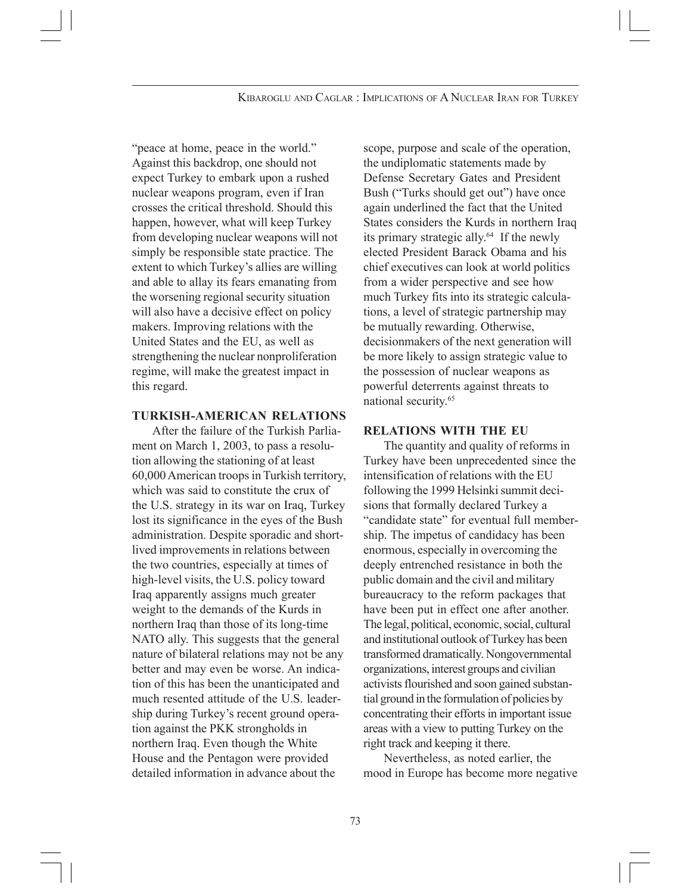"peace at home, peace in the world." Against this backdrop, one should not expect Turkey to embark upon a rushed nuclear weapons program, even if Iran crosses the critical threshold. Should this happen, however, what will keep Turkey from developing nuclear weapons will not simply be responsible state practice. The extent to which Turkey's allies are willing and able to allay its fears emanating from the worsening regional security situation will also have a decisive effect on policy makers. Improving relations with the United States and the EU, as well as strengthening the nuclear nonproliferation regime, will make the greatest impact in this regard.

## TURKISH-AMERICAN RELATIONS

After the failure of the Turkish Parliament on March 1, 2003, to pass a resolution allowing the stationing of at least 60,000 American troops in Turkish territory, which was said to constitute the crux of the U.S. strategy in its war on Iraq, Turkey lost its significance in the eyes of the Bush administration. Despite sporadic and short-lived improvements in relations between the two countries, especially at times of high-level visits, the U.S. policy toward Iraq apparently assigns much greater weight to the demands of the Kurds in northern Iraq than those of its long-time NATO ally. This suggests that the general nature of bilateral relations may not be any better and may even be worse. An indication of this has been the unanticipated and much resented attitude of the U.S. leadership during Turkey's recent ground operation against the PKK strongholds in northern Iraq. Even though the White House and the Pentagon were provided detailed information in advance about the scope, purpose and scale of the operation, the undiplomatic statements made by Defense Secretary Gates and President Bush ("Turks should get out") have once again underlined the fact that the United States considers the Kurds in northern Iraq its primary strategic ally.[64] If the newly elected President Barack Obama and his chief executives can look at world politics from a wider perspective and see how much Turkey fits into its strategic calculations, a level of strategic partnership may be mutually rewarding. Otherwise, decisionmakers of the next generation will be more likely to assign strategic value to the possession of nuclear weapons as powerful deterrents against threats to national security.[65]

## RELATIONS WITH THE EU

The quantity and quality of reforms in Turkey have been unprecedented since the intensification of relations with the EU following the 1999 Helsinki summit decisions that formally declared Turkey a "candidate state" for eventual full membership. The impetus of candidacy has been enormous, especially in overcoming the deeply entrenched resistance in both the public domain and the civil and military bureaucracy to the reform packages that have been put in effect one after another. The legal, political, economic, social, cultural and institutional outlook of Turkey has been transformed dramatically. Nongovernmental organizations, interest groups and civilian activists flourished and soon gained substantial ground in the formulation of policies by concentrating their efforts in important issue areas with a view to putting Turkey on the right track and keeping it there.

Nevertheless, as noted earlier, the mood in Europe has become more negative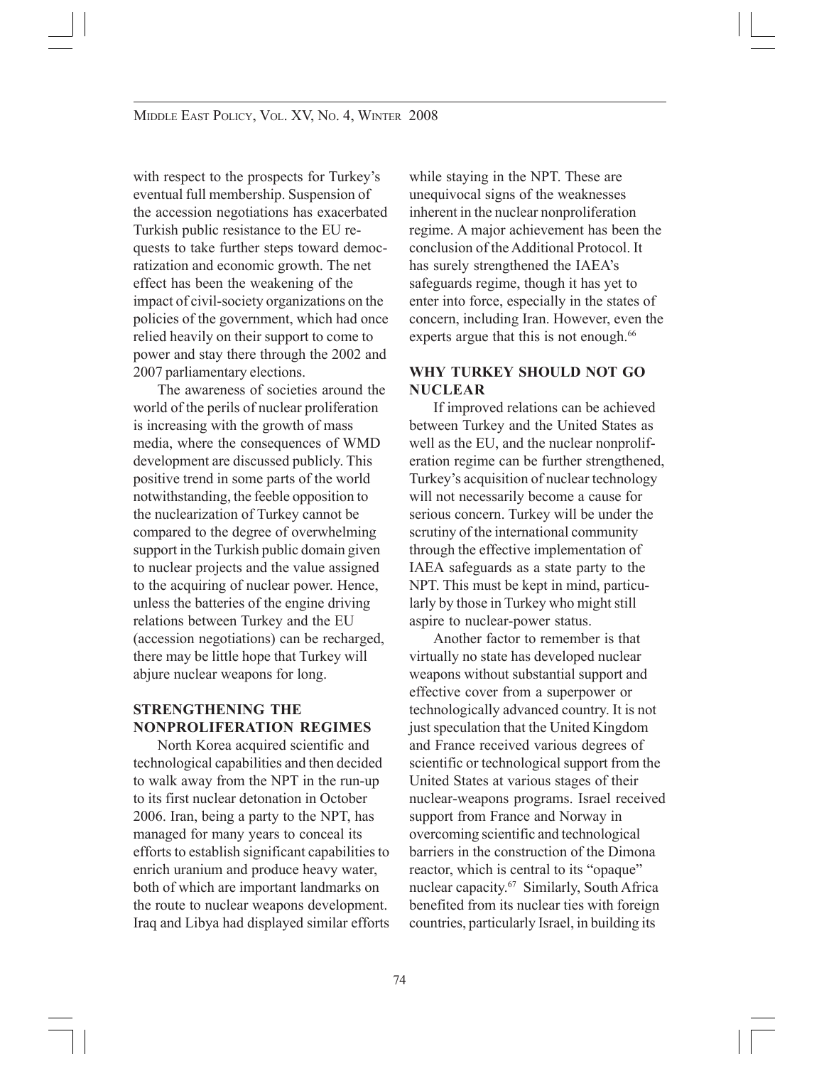with respect to the prospects for Turkey's eventual full membership. Suspension of the accession negotiations has exacerbated Turkish public resistance to the EU requests to take further steps toward democratization and economic growth. The net effect has been the weakening of the impact of civil-society organizations on the policies of the government, which had once relied heavily on their support to come to power and stay there through the 2002 and 2007 parliamentary elections.

The awareness of societies around the world of the perils of nuclear proliferation is increasing with the growth of mass media, where the consequences of WMD development are discussed publicly. This positive trend in some parts of the world notwithstanding, the feeble opposition to the nuclearization of Turkey cannot be compared to the degree of overwhelming support in the Turkish public domain given to nuclear projects and the value assigned to the acquiring of nuclear power. Hence, unless the batteries of the engine driving relations between Turkey and the EU (accession negotiations) can be recharged, there may be little hope that Turkey will abjure nuclear weapons for long.

## STRENGTHENING THE NONPROLIFERATION REGIMES

North Korea acquired scientific and technological capabilities and then decided to walk away from the NPT in the run-up to its first nuclear detonation in October 2006. Iran, being a party to the NPT, has managed for many years to conceal its efforts to establish significant capabilities to enrich uranium and produce heavy water, both of which are important landmarks on the route to nuclear weapons development. Iraq and Libya had displayed similar efforts while staying in the NPT. These are unequivocal signs of the weaknesses inherent in the nuclear nonproliferation regime. A major achievement has been the conclusion of the Additional Protocol. It has surely strengthened the IAEA's safeguards regime, though it has yet to enter into force, especially in the states of concern, including Iran. However, even the experts argue that this is not enough.[66]

## WHY TURKEY SHOULD NOT GO NUCLEAR

If improved relations can be achieved between Turkey and the United States as well as the EU, and the nuclear nonproliferation regime can be further strengthened, Turkey's acquisition of nuclear technology will not necessarily become a cause for serious concern. Turkey will be under the scrutiny of the international community through the effective implementation of IAEA safeguards as a state party to the NPT. This must be kept in mind, particularly by those in Turkey who might still aspire to nuclear-power status.

Another factor to remember is that virtually no state has developed nuclear weapons without substantial support and effective cover from a superpower or technologically advanced country. It is not just speculation that the United Kingdom and France received various degrees of scientific or technological support from the United States at various stages of their nuclear-weapons programs. Israel received support from France and Norway in overcoming scientific and technological barriers in the construction of the Dimona reactor, which is central to its "opaque" nuclear capacity.[67] Similarly, South Africa benefited from its nuclear ties with foreign countries, particularly Israel, in building its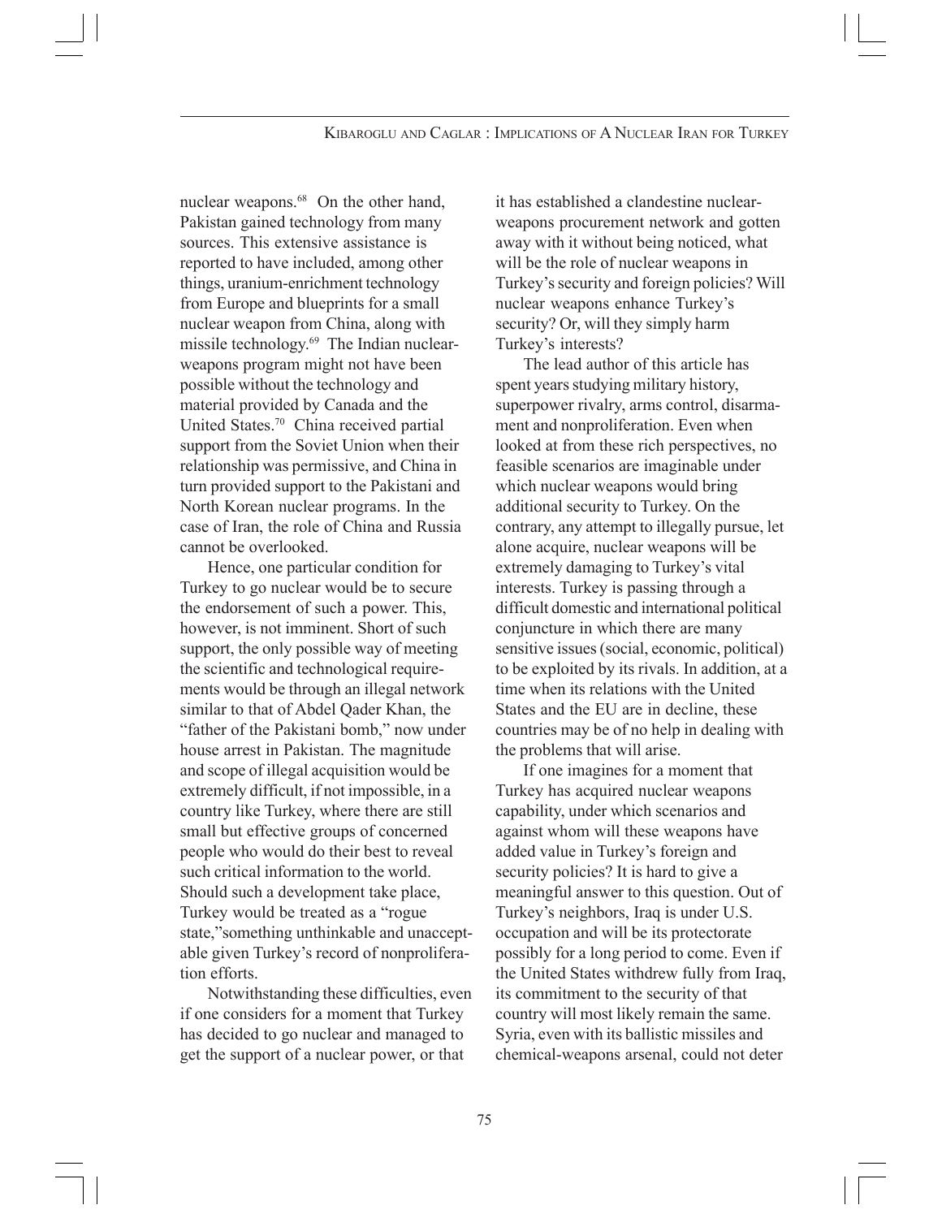nuclear weapons.[68] On the other hand, Pakistan gained technology from many sources. This extensive assistance is reported to have included, among other things, uranium-enrichment technology from Europe and blueprints for a small nuclear weapon from China, along with missile technology.[69] The Indian nuclear-weapons program might not have been possible without the technology and material provided by Canada and the United States.[70] China received partial support from the Soviet Union when their relationship was permissive, and China in turn provided support to the Pakistani and North Korean nuclear programs. In the case of Iran, the role of China and Russia cannot be overlooked.

Hence, one particular condition for Turkey to go nuclear would be to secure the endorsement of such a power. This, however, is not imminent. Short of such support, the only possible way of meeting the scientific and technological requirements would be through an illegal network similar to that of Abdel Qader Khan, the "father of the Pakistani bomb," now under house arrest in Pakistan. The magnitude and scope of illegal acquisition would be extremely difficult, if not impossible, in a country like Turkey, where there are still small but effective groups of concerned people who would do their best to reveal such critical information to the world. Should such a development take place, Turkey would be treated as a "rogue state,"something unthinkable and unacceptable given Turkey's record of nonproliferation efforts.

Notwithstanding these difficulties, even if one considers for a moment that Turkey has decided to go nuclear and managed to get the support of a nuclear power, or that it has established a clandestine nuclear-weapons procurement network and gotten away with it without being noticed, what will be the role of nuclear weapons in Turkey's security and foreign policies? Will nuclear weapons enhance Turkey's security? Or, will they simply harm Turkey's interests?

The lead author of this article has spent years studying military history, superpower rivalry, arms control, disarmament and nonproliferation. Even when looked at from these rich perspectives, no feasible scenarios are imaginable under which nuclear weapons would bring additional security to Turkey. On the contrary, any attempt to illegally pursue, let alone acquire, nuclear weapons will be extremely damaging to Turkey's vital interests. Turkey is passing through a difficult domestic and international political conjuncture in which there are many sensitive issues (social, economic, political) to be exploited by its rivals. In addition, at a time when its relations with the United States and the EU are in decline, these countries may be of no help in dealing with the problems that will arise.

If one imagines for a moment that Turkey has acquired nuclear weapons capability, under which scenarios and against whom will these weapons have added value in Turkey's foreign and security policies? It is hard to give a meaningful answer to this question. Out of Turkey's neighbors, Iraq is under U.S. occupation and will be its protectorate possibly for a long period to come. Even if the United States withdrew fully from Iraq, its commitment to the security of that country will most likely remain the same. Syria, even with its ballistic missiles and chemical-weapons arsenal, could not deter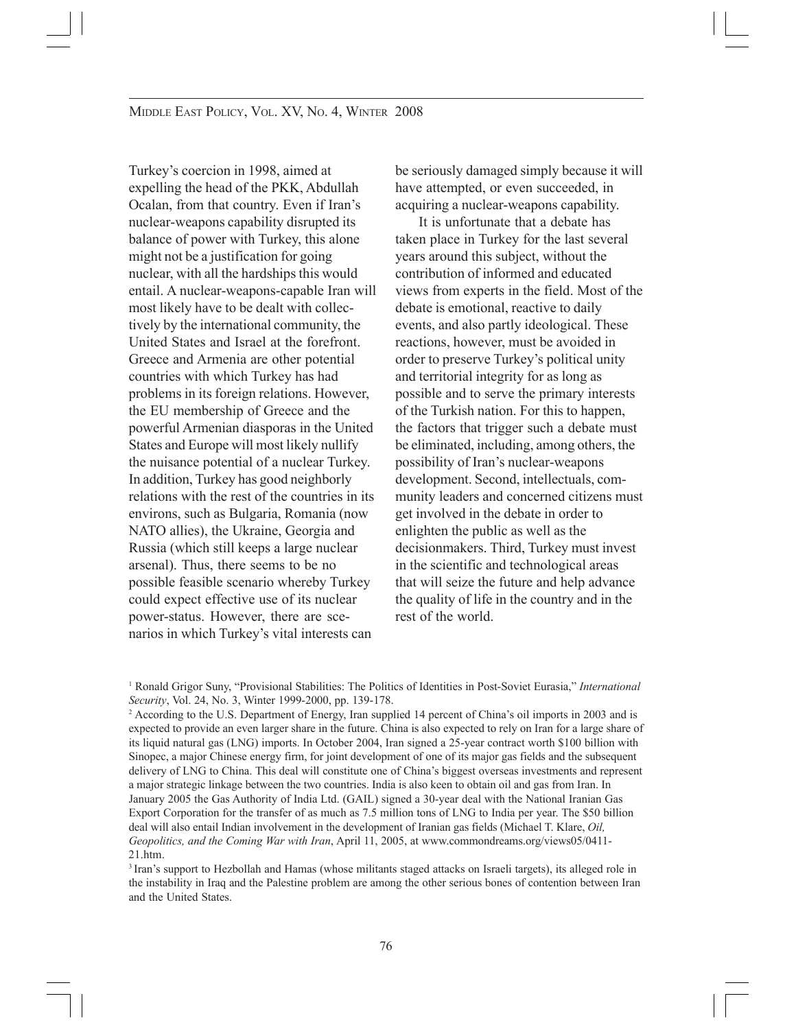Turkey's coercion in 1998, aimed at expelling the head of the PKK, Abdullah Ocalan, from that country. Even if Iran's nuclear-weapons capability disrupted its balance of power with Turkey, this alone might not be a justification for going nuclear, with all the hardships this would entail. A nuclear-weapons-capable Iran will most likely have to be dealt with collectively by the international community, the United States and Israel at the forefront. Greece and Armenia are other potential countries with which Turkey has had problems in its foreign relations. However, the EU membership of Greece and the powerful Armenian diasporas in the United States and Europe will most likely nullify the nuisance potential of a nuclear Turkey. In addition, Turkey has good neighborly relations with the rest of the countries in its environs, such as Bulgaria, Romania (now NATO allies), the Ukraine, Georgia and Russia (which still keeps a large nuclear arsenal). Thus, there seems to be no possible feasible scenario whereby Turkey could expect effective use of its nuclear power-status. However, there are scenarios in which Turkey's vital interests can be seriously damaged simply because it will have attempted, or even succeeded, in acquiring a nuclear-weapons capability.

It is unfortunate that a debate has taken place in Turkey for the last several years around this subject, without the contribution of informed and educated views from experts in the field. Most of the debate is emotional, reactive to daily events, and also partly ideological. These reactions, however, must be avoided in order to preserve Turkey's political unity and territorial integrity for as long as possible and to serve the primary interests of the Turkish nation. For this to happen, the factors that trigger such a debate must be eliminated, including, among others, the possibility of Iran's nuclear-weapons development. Second, intellectuals, community leaders and concerned citizens must get involved in the debate in order to enlighten the public as well as the decisionmakers. Third, Turkey must invest in the scientific and technological areas that will seize the future and help advance the quality of life in the country and in the rest of the world.

---

[1] Ronald Grigor Suny, "Provisional Stabilities: The Politics of Identities in Post-Soviet Eurasia," *International Security*, Vol. 24, No. 3, Winter 1999-2000, pp. 139-178.

[2] According to the U.S. Department of Energy, Iran supplied 14 percent of China's oil imports in 2003 and is expected to provide an even larger share in the future. China is also expected to rely on Iran for a large share of its liquid natural gas (LNG) imports. In October 2004, Iran signed a 25-year contract worth \$100 billion with Sinopec, a major Chinese energy firm, for joint development of one of its major gas fields and the subsequent delivery of LNG to China. This deal will constitute one of China's biggest overseas investments and represent a major strategic linkage between the two countries. India is also keen to obtain oil and gas from Iran. In January 2005 the Gas Authority of India Ltd. (GAIL) signed a 30-year deal with the National Iranian Gas Export Corporation for the transfer of as much as 7.5 million tons of LNG to India per year. The \$50 billion deal will also entail Indian involvement in the development of Iranian gas fields (Michael T. Klare, *Oil, Geopolitics, and the Coming War with Iran*, April 11, 2005, at www.commondreams.org/views05/0411-21.htm.

[3] Iran's support to Hezbollah and Hamas (whose militants staged attacks on Israeli targets), its alleged role in the instability in Iraq and the Palestine problem are among the other serious bones of contention between Iran and the United States.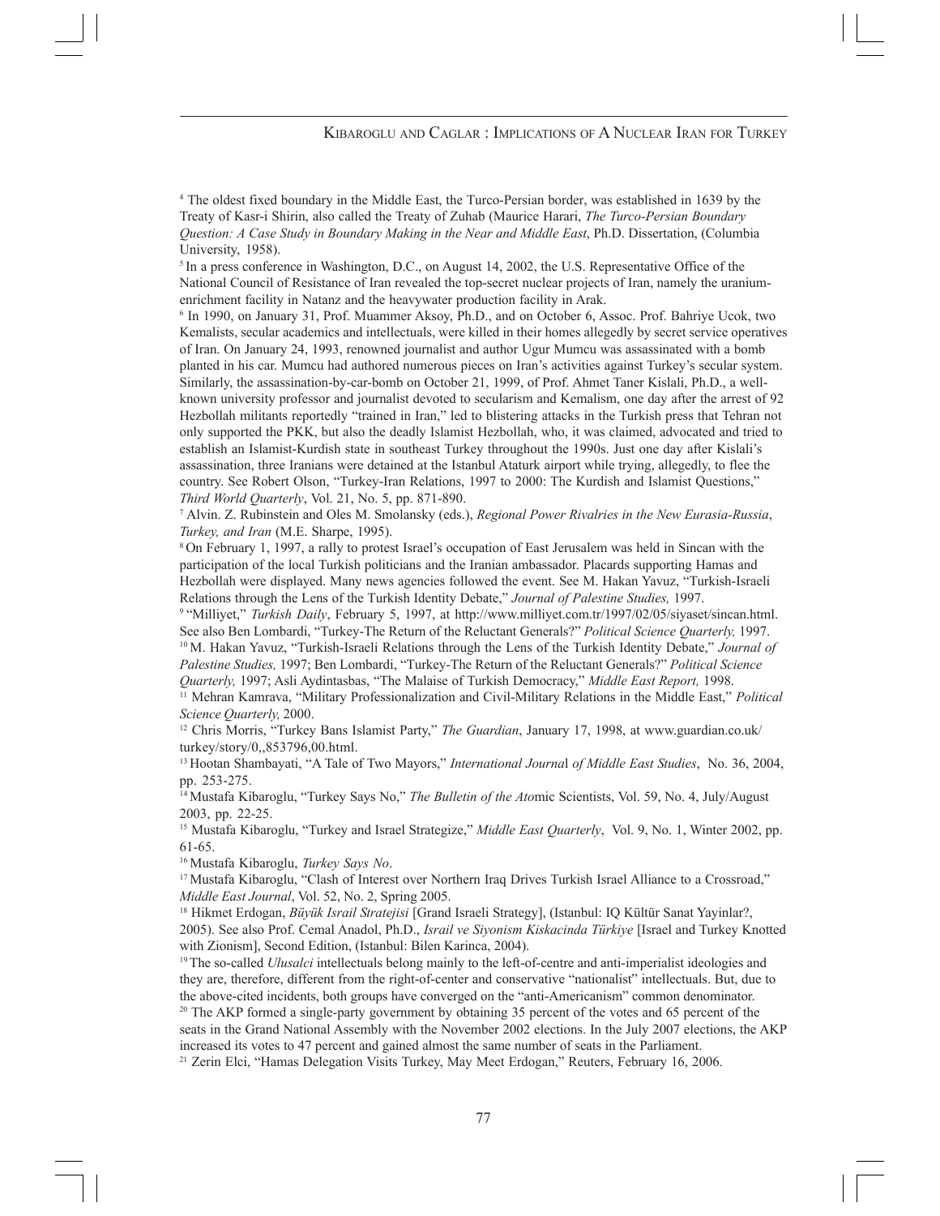[4] The oldest fixed boundary in the Middle East, the Turco-Persian border, was established in 1639 by the Treaty of Kasr-i Shirin, also called the Treaty of Zuhab (Maurice Harari, *The Turco-Persian Boundary Question: A Case Study in Boundary Making in the Near and Middle East*, Ph.D. Dissertation, (Columbia University, 1958).

[5] In a press conference in Washington, D.C., on August 14, 2002, the U.S. Representative Office of the National Council of Resistance of Iran revealed the top-secret nuclear projects of Iran, namely the uranium-enrichment facility in Natanz and the heavywater production facility in Arak.

[6] In 1990, on January 31, Prof. Muammer Aksoy, Ph.D., and on October 6, Assoc. Prof. Bahriye Ucok, two Kemalists, secular academics and intellectuals, were killed in their homes allegedly by secret service operatives of Iran. On January 24, 1993, renowned journalist and author Ugur Mumcu was assassinated with a bomb planted in his car. Mumcu had authored numerous pieces on Iran's activities against Turkey's secular system. Similarly, the assassination-by-car-bomb on October 21, 1999, of Prof. Ahmet Taner Kislali, Ph.D., a well-known university professor and journalist devoted to secularism and Kemalism, one day after the arrest of 92 Hezbollah militants reportedly "trained in Iran," led to blistering attacks in the Turkish press that Tehran not only supported the PKK, but also the deadly Islamist Hezbollah, who, it was claimed, advocated and tried to establish an Islamist-Kurdish state in southeast Turkey throughout the 1990s. Just one day after Kislali's assassination, three Iranians were detained at the Istanbul Ataturk airport while trying, allegedly, to flee the country. See Robert Olson, "Turkey-Iran Relations, 1997 to 2000: The Kurdish and Islamist Questions," *Third World Quarterly*, Vol. 21, No. 5, pp. 871-890.

[7] Alvin. Z. Rubinstein and Oles M. Smolansky (eds.), *Regional Power Rivalries in the New Eurasia-Russia, Turkey, and Iran* (M.E. Sharpe, 1995).

[8] On February 1, 1997, a rally to protest Israel's occupation of East Jerusalem was held in Sincan with the participation of the local Turkish politicians and the Iranian ambassador. Placards supporting Hamas and Hezbollah were displayed. Many news agencies followed the event. See M. Hakan Yavuz, "Turkish-Israeli Relations through the Lens of the Turkish Identity Debate," *Journal of Palestine Studies,* 1997.

[9] "Milliyet," *Turkish Daily*, February 5, 1997, at http://www.milliyet.com.tr/1997/02/05/siyaset/sincan.html. See also Ben Lombardi, "Turkey-The Return of the Reluctant Generals?" *Political Science Quarterly,* 1997.

[10] M. Hakan Yavuz, "Turkish-Israeli Relations through the Lens of the Turkish Identity Debate," *Journal of Palestine Studies,* 1997; Ben Lombardi, "Turkey-The Return of the Reluctant Generals?" *Political Science Quarterly,* 1997; Asli Aydintasbas, "The Malaise of Turkish Democracy," *Middle East Report,* 1998.

[11] Mehran Kamrava, "Military Professionalization and Civil-Military Relations in the Middle East," *Political Science Quarterly,* 2000.

[12] Chris Morris, "Turkey Bans Islamist Party," *The Guardian*, January 17, 1998, at www.guardian.co.uk/turkey/story/0,,853796,00.html.

[13] Hootan Shambayati, "A Tale of Two Mayors," *International Journal of Middle East Studies*, No. 36, 2004, pp. 253-275.

[14] Mustafa Kibaroglu, "Turkey Says No," *The Bulletin of the Atomic Scientists*, Vol. 59, No. 4, July/August 2003, pp. 22-25.

[15] Mustafa Kibaroglu, "Turkey and Israel Strategize," *Middle East Quarterly*, Vol. 9, No. 1, Winter 2002, pp. 61-65.

[16] Mustafa Kibaroglu, *Turkey Says No*.

[17] Mustafa Kibaroglu, "Clash of Interest over Northern Iraq Drives Turkish Israel Alliance to a Crossroad," *Middle East Journal*, Vol. 52, No. 2, Spring 2005.

[18] Hikmet Erdogan, *Büyük Israil Stratejisi* [Grand Israeli Strategy], (Istanbul: IQ Kültür Sanat Yayinlar?, 2005). See also Prof. Cemal Anadol, Ph.D., *Israil ve Siyonism Kiskacinda Türkiye* [Israel and Turkey Knotted with Zionism], Second Edition, (Istanbul: Bilen Karinca, 2004).

[19] The so-called *Ulusalci* intellectuals belong mainly to the left-of-centre and anti-imperialist ideologies and they are, therefore, different from the right-of-center and conservative "nationalist" intellectuals. But, due to the above-cited incidents, both groups have converged on the "anti-Americanism" common denominator.

[20] The AKP formed a single-party government by obtaining 35 percent of the votes and 65 percent of the seats in the Grand National Assembly with the November 2002 elections. In the July 2007 elections, the AKP increased its votes to 47 percent and gained almost the same number of seats in the Parliament.

[21] Zerin Elci, "Hamas Delegation Visits Turkey, May Meet Erdogan," Reuters, February 16, 2006.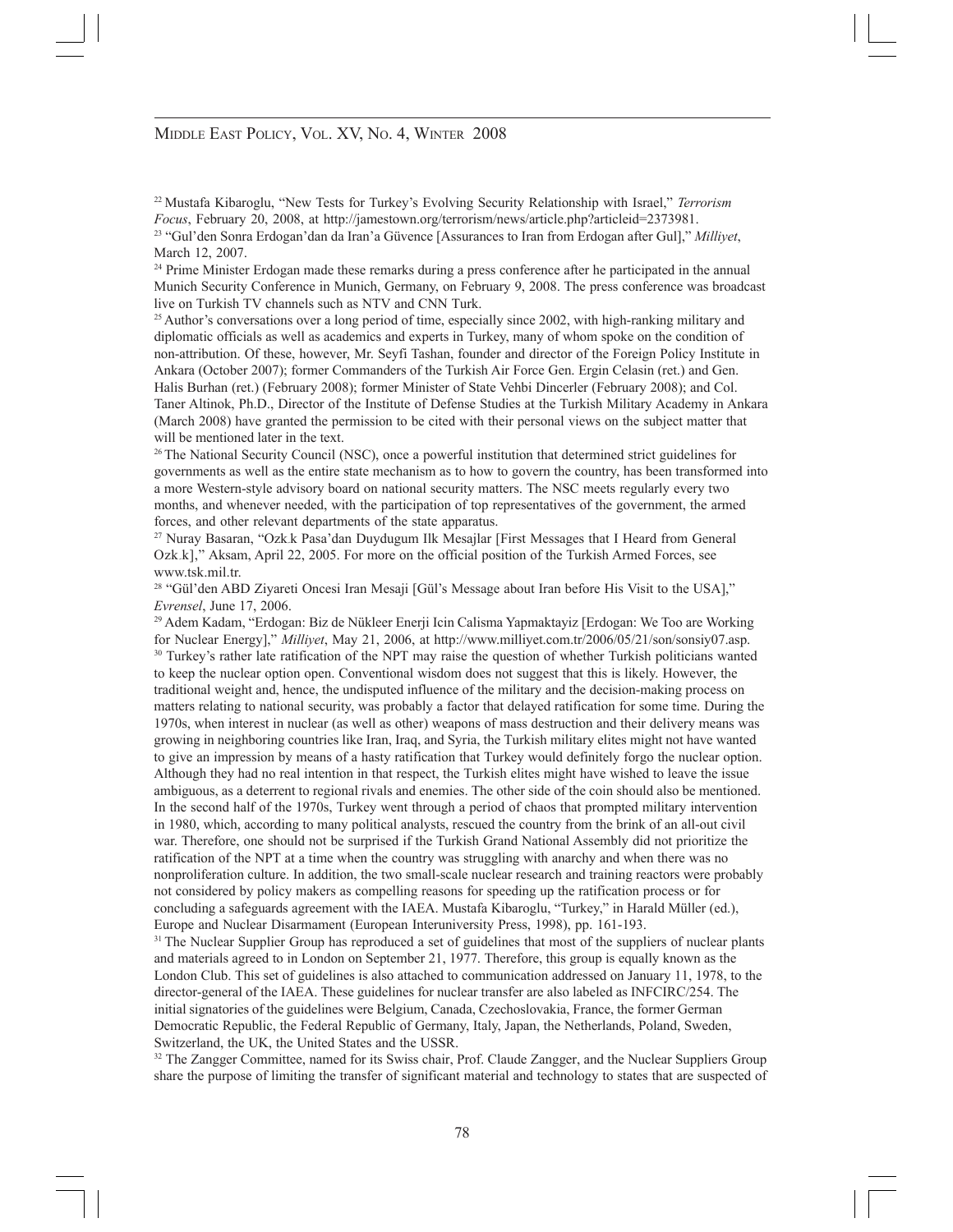[22] Mustafa Kibaroglu, "New Tests for Turkey's Evolving Security Relationship with Israel," *Terrorism Focus*, February 20, 2008, at http://jamestown.org/terrorism/news/article.php?articleid=2373981.

[23] "Gul'den Sonra Erdogan'dan da Iran'a Güvence [Assurances to Iran from Erdogan after Gul]," *Milliyet*, March 12, 2007.

[24] Prime Minister Erdogan made these remarks during a press conference after he participated in the annual Munich Security Conference in Munich, Germany, on February 9, 2008. The press conference was broadcast live on Turkish TV channels such as NTV and CNN Turk.

[25] Author's conversations over a long period of time, especially since 2002, with high-ranking military and diplomatic officials as well as academics and experts in Turkey, many of whom spoke on the condition of non-attribution. Of these, however, Mr. Seyfi Tashan, founder and director of the Foreign Policy Institute in Ankara (October 2007); former Commanders of the Turkish Air Force Gen. Ergin Celasin (ret.) and Gen. Halis Burhan (ret.) (February 2008); former Minister of State Vehbi Dincerler (February 2008); and Col. Taner Altinok, Ph.D., Director of the Institute of Defense Studies at the Turkish Military Academy in Ankara (March 2008) have granted the permission to be cited with their personal views on the subject matter that will be mentioned later in the text.

[26] The National Security Council (NSC), once a powerful institution that determined strict guidelines for governments as well as the entire state mechanism as to how to govern the country, has been transformed into a more Western-style advisory board on national security matters. The NSC meets regularly every two months, and whenever needed, with the participation of top representatives of the government, the armed forces, and other relevant departments of the state apparatus.

[27] Nuray Basaran, "Ozk.k Pasa'dan Duydugum Ilk Mesajlar [First Messages that I Heard from General Ozk.k]," Aksam, April 22, 2005. For more on the official position of the Turkish Armed Forces, see www.tsk.mil.tr.

[28] "Gül'den ABD Ziyareti Oncesi Iran Mesaji [Gül's Message about Iran before His Visit to the USA]," *Evrensel*, June 17, 2006.

[29] Adem Kadam, "Erdogan: Biz de Nükleer Enerji Icin Calisma Yapmaktayiz [Erdogan: We Too are Working for Nuclear Energy]," *Milliyet*, May 21, 2006, at http://www.milliyet.com.tr/2006/05/21/son/sonsiy07.asp.

[30] Turkey's rather late ratification of the NPT may raise the question of whether Turkish politicians wanted to keep the nuclear option open. Conventional wisdom does not suggest that this is likely. However, the traditional weight and, hence, the undisputed influence of the military and the decision-making process on matters relating to national security, was probably a factor that delayed ratification for some time. During the 1970s, when interest in nuclear (as well as other) weapons of mass destruction and their delivery means was growing in neighboring countries like Iran, Iraq, and Syria, the Turkish military elites might not have wanted to give an impression by means of a hasty ratification that Turkey would definitely forgo the nuclear option. Although they had no real intention in that respect, the Turkish elites might have wished to leave the issue ambiguous, as a deterrent to regional rivals and enemies. The other side of the coin should also be mentioned. In the second half of the 1970s, Turkey went through a period of chaos that prompted military intervention in 1980, which, according to many political analysts, rescued the country from the brink of an all-out civil war. Therefore, one should not be surprised if the Turkish Grand National Assembly did not prioritize the ratification of the NPT at a time when the country was struggling with anarchy and when there was no nonproliferation culture. In addition, the two small-scale nuclear research and training reactors were probably not considered by policy makers as compelling reasons for speeding up the ratification process or for concluding a safeguards agreement with the IAEA. Mustafa Kibaroglu, "Turkey," in Harald Müller (ed.), Europe and Nuclear Disarmament (European Interuniversity Press, 1998), pp. 161-193.

[31] The Nuclear Supplier Group has reproduced a set of guidelines that most of the suppliers of nuclear plants and materials agreed to in London on September 21, 1977. Therefore, this group is equally known as the London Club. This set of guidelines is also attached to communication addressed on January 11, 1978, to the director-general of the IAEA. These guidelines for nuclear transfer are also labeled as INFCIRC/254. The initial signatories of the guidelines were Belgium, Canada, Czechoslovakia, France, the former German Democratic Republic, the Federal Republic of Germany, Italy, Japan, the Netherlands, Poland, Sweden, Switzerland, the UK, the United States and the USSR.

[32] The Zangger Committee, named for its Swiss chair, Prof. Claude Zangger, and the Nuclear Suppliers Group share the purpose of limiting the transfer of significant material and technology to states that are suspected of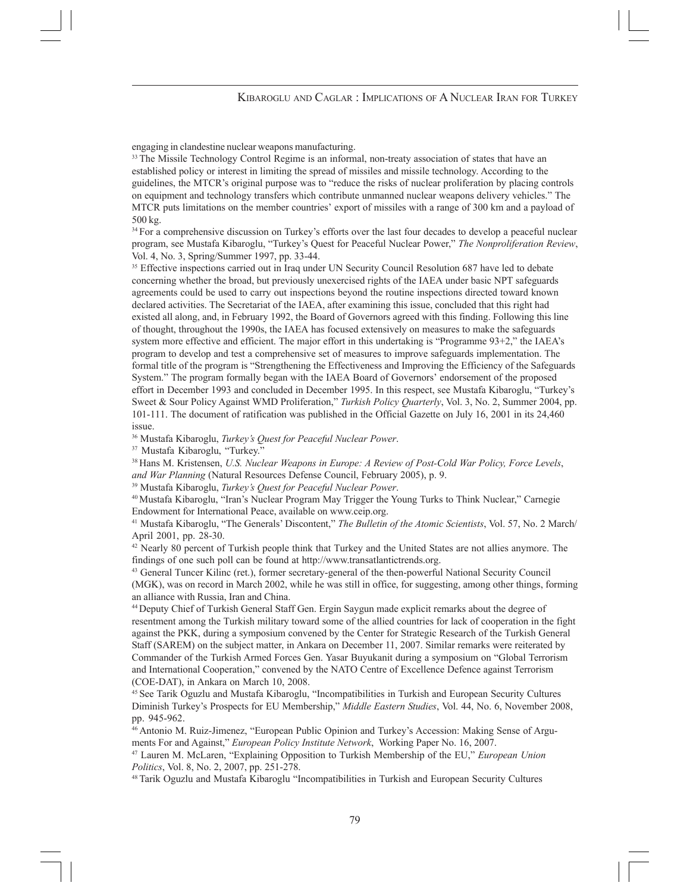engaging in clandestine nuclear weapons manufacturing.

[33] The Missile Technology Control Regime is an informal, non-treaty association of states that have an established policy or interest in limiting the spread of missiles and missile technology. According to the guidelines, the MTCR's original purpose was to "reduce the risks of nuclear proliferation by placing controls on equipment and technology transfers which contribute unmanned nuclear weapons delivery vehicles." The MTCR puts limitations on the member countries' export of missiles with a range of 300 km and a payload of 500 kg.

[34] For a comprehensive discussion on Turkey's efforts over the last four decades to develop a peaceful nuclear program, see Mustafa Kibaroglu, "Turkey's Quest for Peaceful Nuclear Power," *The Nonproliferation Review*, Vol. 4, No. 3, Spring/Summer 1997, pp. 33-44.

[35] Effective inspections carried out in Iraq under UN Security Council Resolution 687 have led to debate concerning whether the broad, but previously unexercised rights of the IAEA under basic NPT safeguards agreements could be used to carry out inspections beyond the routine inspections directed toward known declared activities. The Secretariat of the IAEA, after examining this issue, concluded that this right had existed all along, and, in February 1992, the Board of Governors agreed with this finding. Following this line of thought, throughout the 1990s, the IAEA has focused extensively on measures to make the safeguards system more effective and efficient. The major effort in this undertaking is "Programme 93+2," the IAEA's program to develop and test a comprehensive set of measures to improve safeguards implementation. The formal title of the program is "Strengthening the Effectiveness and Improving the Efficiency of the Safeguards System." The program formally began with the IAEA Board of Governors' endorsement of the proposed effort in December 1993 and concluded in December 1995. In this respect, see Mustafa Kibaroglu, "Turkey's Sweet & Sour Policy Against WMD Proliferation," *Turkish Policy Quarterly*, Vol. 3, No. 2, Summer 2004, pp. 101-111. The document of ratification was published in the Official Gazette on July 16, 2001 in its 24,460 issue.

[36] Mustafa Kibaroglu, *Turkey's Quest for Peaceful Nuclear Power*.

[37] Mustafa Kibaroglu, "Turkey."

[38] Hans M. Kristensen, *U.S. Nuclear Weapons in Europe: A Review of Post-Cold War Policy, Force Levels, and War Planning* (Natural Resources Defense Council, February 2005), p. 9.

[39] Mustafa Kibaroglu, *Turkey's Quest for Peaceful Nuclear Power*.

[40] Mustafa Kibaroglu, "Iran's Nuclear Program May Trigger the Young Turks to Think Nuclear," Carnegie Endowment for International Peace, available on www.ceip.org.

[41] Mustafa Kibaroglu, "The Generals' Discontent," *The Bulletin of the Atomic Scientists*, Vol. 57, No. 2 March/April 2001, pp. 28-30.

[42] Nearly 80 percent of Turkish people think that Turkey and the United States are not allies anymore. The findings of one such poll can be found at http://www.transatlantictrends.org.

[43] General Tuncer Kilinc (ret.), former secretary-general of the then-powerful National Security Council (MGK), was on record in March 2002, while he was still in office, for suggesting, among other things, forming an alliance with Russia, Iran and China.

[44] Deputy Chief of Turkish General Staff Gen. Ergin Saygun made explicit remarks about the degree of resentment among the Turkish military toward some of the allied countries for lack of cooperation in the fight against the PKK, during a symposium convened by the Center for Strategic Research of the Turkish General Staff (SAREM) on the subject matter, in Ankara on December 11, 2007. Similar remarks were reiterated by Commander of the Turkish Armed Forces Gen. Yasar Buyukanit during a symposium on "Global Terrorism and International Cooperation," convened by the NATO Centre of Excellence Defence against Terrorism (COE-DAT), in Ankara on March 10, 2008.

[45] See Tarik Oguzlu and Mustafa Kibaroglu, "Incompatibilities in Turkish and European Security Cultures Diminish Turkey's Prospects for EU Membership," *Middle Eastern Studies*, Vol. 44, No. 6, November 2008, pp. 945-962.

[46] Antonio M. Ruiz-Jimenez, "European Public Opinion and Turkey's Accession: Making Sense of Arguments For and Against," *European Policy Institute Network*, Working Paper No. 16, 2007.

[47] Lauren M. McLaren, "Explaining Opposition to Turkish Membership of the EU," *European Union Politics*, Vol. 8, No. 2, 2007, pp. 251-278.

[48] Tarik Oguzlu and Mustafa Kibaroglu "Incompatibilities in Turkish and European Security Cultures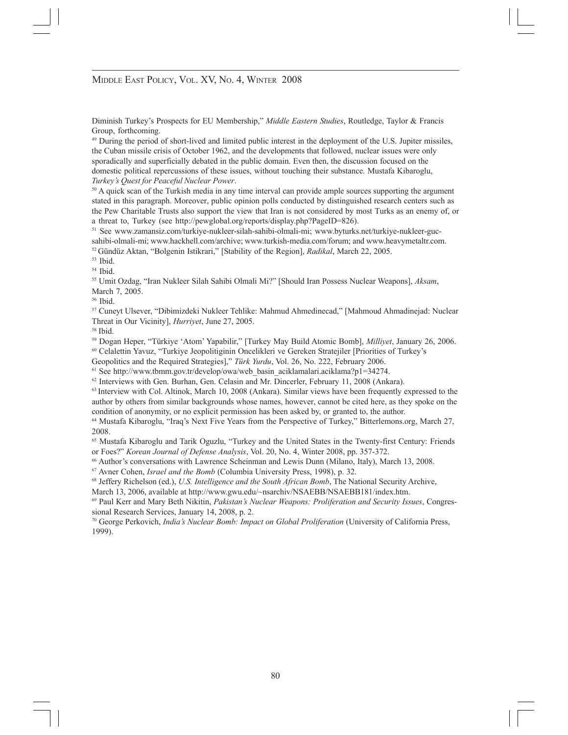Diminish Turkey's Prospects for EU Membership," *Middle Eastern Studies*, Routledge, Taylor & Francis Group, forthcoming.

[49] During the period of short-lived and limited public interest in the deployment of the U.S. Jupiter missiles, the Cuban missile crisis of October 1962, and the developments that followed, nuclear issues were only sporadically and superficially debated in the public domain. Even then, the discussion focused on the domestic political repercussions of these issues, without touching their substance. Mustafa Kibaroglu, *Turkey's Quest for Peaceful Nuclear Power*.

[50] A quick scan of the Turkish media in any time interval can provide ample sources supporting the argument stated in this paragraph. Moreover, public opinion polls conducted by distinguished research centers such as the Pew Charitable Trusts also support the view that Iran is not considered by most Turks as an enemy of, or a threat to, Turkey (see http://pewglobal.org/reports/display.php?PageID=826).

[51] See www.zamansiz.com/turkiye-nukleer-silah-sahibi-olmali-mi; www.byturks.net/turkiye-nukleer-guc-sahibi-olmali-mi; www.hackhell.com/archive; www.turkish-media.com/forum; and www.heavymetaltr.com.

[52] Gündüz Aktan, "Bolgenin Istikrari," [Stability of the Region], *Radikal*, March 22, 2005.

[53] Ibid.

[54] Ibid.

[55] Umit Ozdag, "Iran Nukleer Silah Sahibi Olmali Mi?" [Should Iran Possess Nuclear Weapons], *Aksam*, March 7, 2005.

[56] Ibid.

[57] Cuneyt Ulsever, "Dibimizdeki Nukleer Tehlike: Mahmud Ahmedinecad," [Mahmoud Ahmadinejad: Nuclear Threat in Our Vicinity], *Hurriyet*, June 27, 2005.

[58] Ibid.

[59] Dogan Heper, "Türkiye 'Atom' Yapabilir," [Turkey May Build Atomic Bomb], *Milliyet*, January 26, 2006.

[60] Celalettin Yavuz, "Turkiye Jeopolitiginin Oncelikleri ve Gereken Stratejiler [Priorities of Turkey's Geopolitics and the Required Strategies]," *Türk Yurdu*, Vol. 26, No. 222, February 2006.

[61] See http://www.tbmm.gov.tr/develop/owa/web_basin_aciklamalari.aciklama?p1=34274.

[62] Interviews with Gen. Burhan, Gen. Celasin and Mr. Dincerler, February 11, 2008 (Ankara).

[63] Interview with Col. Altinok, March 10, 2008 (Ankara). Similar views have been frequently expressed to the author by others from similar backgrounds whose names, however, cannot be cited here, as they spoke on the condition of anonymity, or no explicit permission has been asked by, or granted to, the author.

[64] Mustafa Kibaroglu, "Iraq's Next Five Years from the Perspective of Turkey," Bitterlemons.org, March 27, 2008.

[65] Mustafa Kibaroglu and Tarik Oguzlu, "Turkey and the United States in the Twenty-first Century: Friends or Foes?" *Korean Journal of Defense Analysis*, Vol. 20, No. 4, Winter 2008, pp. 357-372.

[66] Author's conversations with Lawrence Scheinman and Lewis Dunn (Milano, Italy), March 13, 2008.

[67] Avner Cohen, *Israel and the Bomb* (Columbia University Press, 1998), p. 32.

[68] Jeffery Richelson (ed.), *U.S. Intelligence and the South African Bomb*, The National Security Archive, March 13, 2006, available at http://www.gwu.edu/~nsarchiv/NSAEBB/NSAEBB181/index.htm.

[69] Paul Kerr and Mary Beth Nikitin, *Pakistan's Nuclear Weapons: Proliferation and Security Issues*, Congressional Research Services, January 14, 2008, p. 2.

[70] George Perkovich, *India's Nuclear Bomb: Impact on Global Proliferation* (University of California Press, 1999).